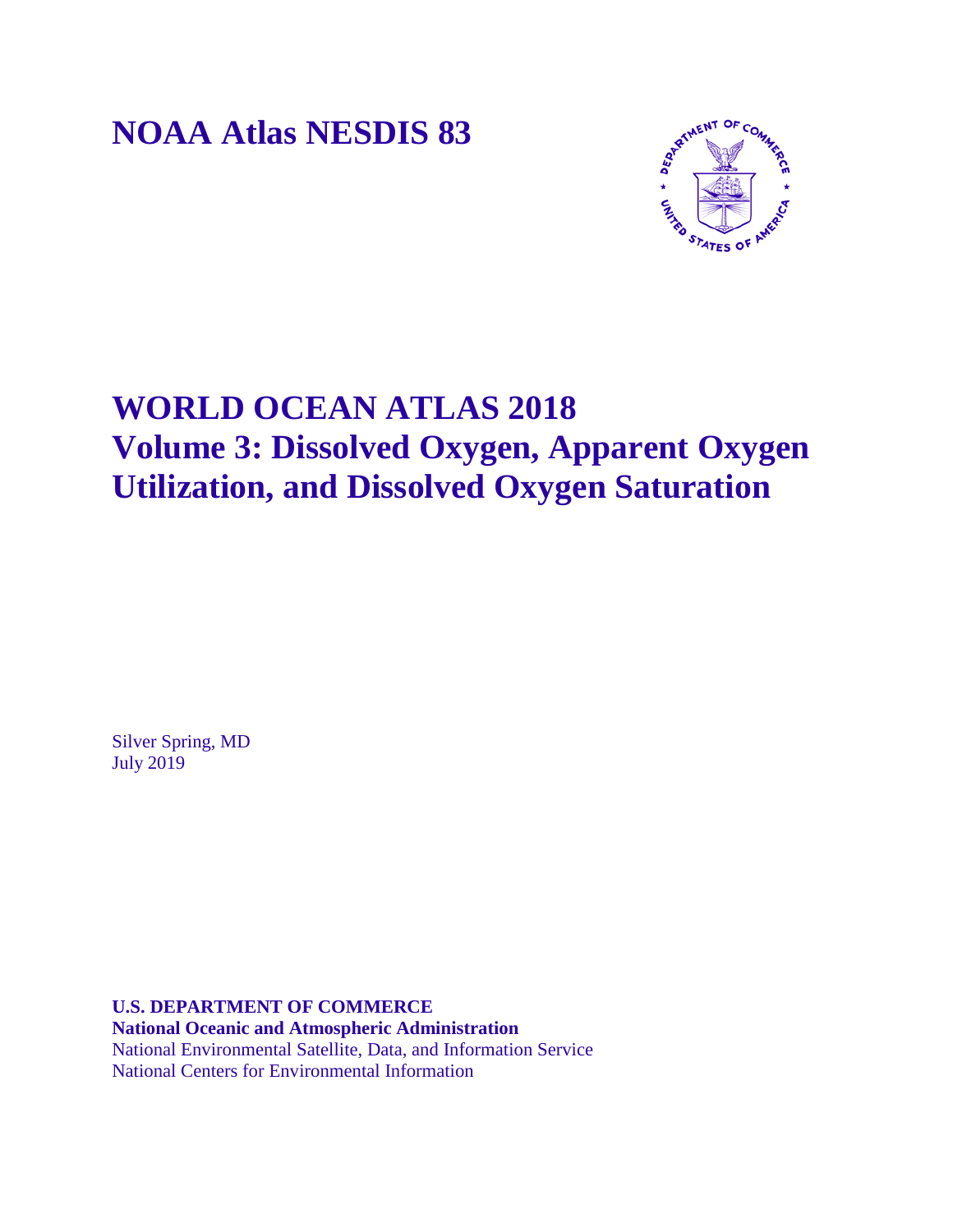# NOAA Atlas NESDIS 83

# WORLD OCEAN ATLAS 2018
# Volume 3: Dissolved Oxygen, Apparent Oxygen Utilization, and Dissolved Oxygen Saturation

Silver Spring, MD
July 2019

**U.S. DEPARTMENT OF COMMERCE**
**National Oceanic and Atmospheric Administration**
National Environmental Satellite, Data, and Information Service
National Centers for Environmental Information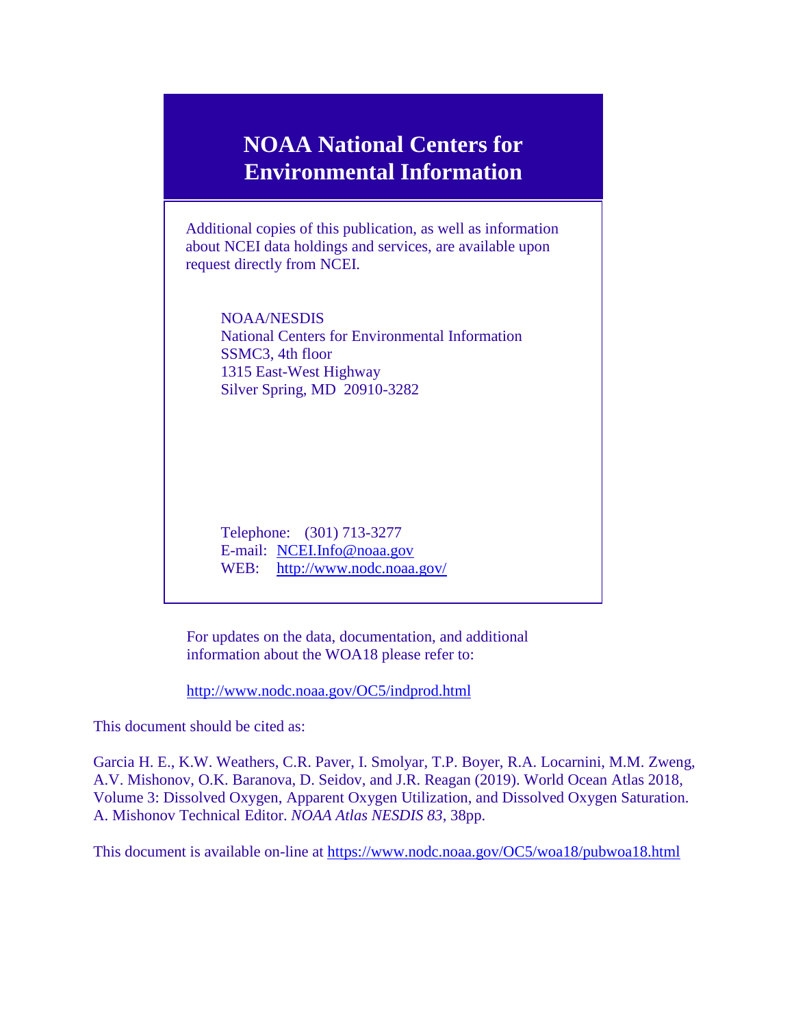# NOAA National Centers for Environmental Information

Additional copies of this publication, as well as information about NCEI data holdings and services, are available upon request directly from NCEI.

NOAA/NESDIS
National Centers for Environmental Information
SSMC3, 4th floor
1315 East-West Highway
Silver Spring, MD 20910-3282

Telephone: (301) 713-3277
E-mail: NCEI.Info@noaa.gov
WEB: http://www.nodc.noaa.gov/

For updates on the data, documentation, and additional information about the WOA18 please refer to:

http://www.nodc.noaa.gov/OC5/indprod.html

This document should be cited as:

Garcia H. E., K.W. Weathers, C.R. Paver, I. Smolyar, T.P. Boyer, R.A. Locarnini, M.M. Zweng, A.V. Mishonov, O.K. Baranova, D. Seidov, and J.R. Reagan (2019). World Ocean Atlas 2018, Volume 3: Dissolved Oxygen, Apparent Oxygen Utilization, and Dissolved Oxygen Saturation. A. Mishonov Technical Editor. *NOAA Atlas NESDIS 83*, 38pp.

This document is available on-line at https://www.nodc.noaa.gov/OC5/woa18/pubwoa18.html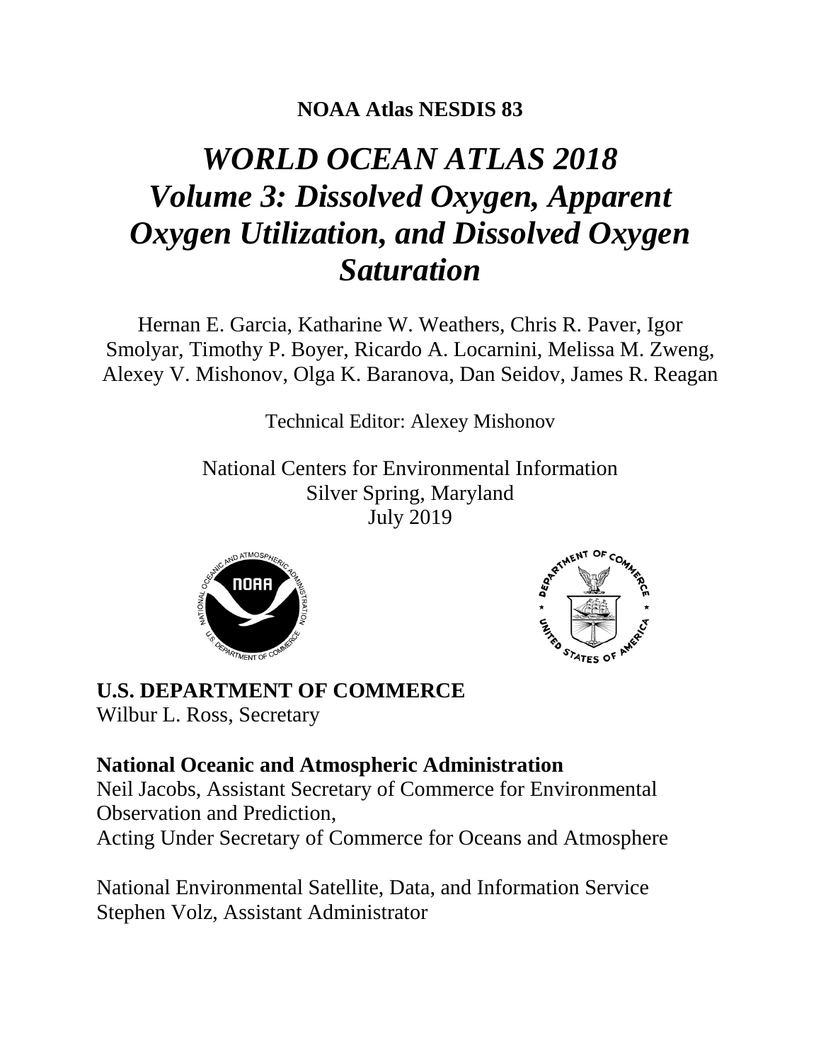**NOAA Atlas NESDIS 83**

# *WORLD OCEAN ATLAS 2018*
# *Volume 3: Dissolved Oxygen, Apparent Oxygen Utilization, and Dissolved Oxygen Saturation*

Hernan E. Garcia, Katharine W. Weathers, Chris R. Paver, Igor Smolyar, Timothy P. Boyer, Ricardo A. Locarnini, Melissa M. Zweng, Alexey V. Mishonov, Olga K. Baranova, Dan Seidov, James R. Reagan

Technical Editor: Alexey Mishonov

National Centers for Environmental Information
Silver Spring, Maryland
July 2019

**U.S. DEPARTMENT OF COMMERCE**
Wilbur L. Ross, Secretary

**National Oceanic and Atmospheric Administration**
Neil Jacobs, Assistant Secretary of Commerce for Environmental Observation and Prediction,
Acting Under Secretary of Commerce for Oceans and Atmosphere

National Environmental Satellite, Data, and Information Service
Stephen Volz, Assistant Administrator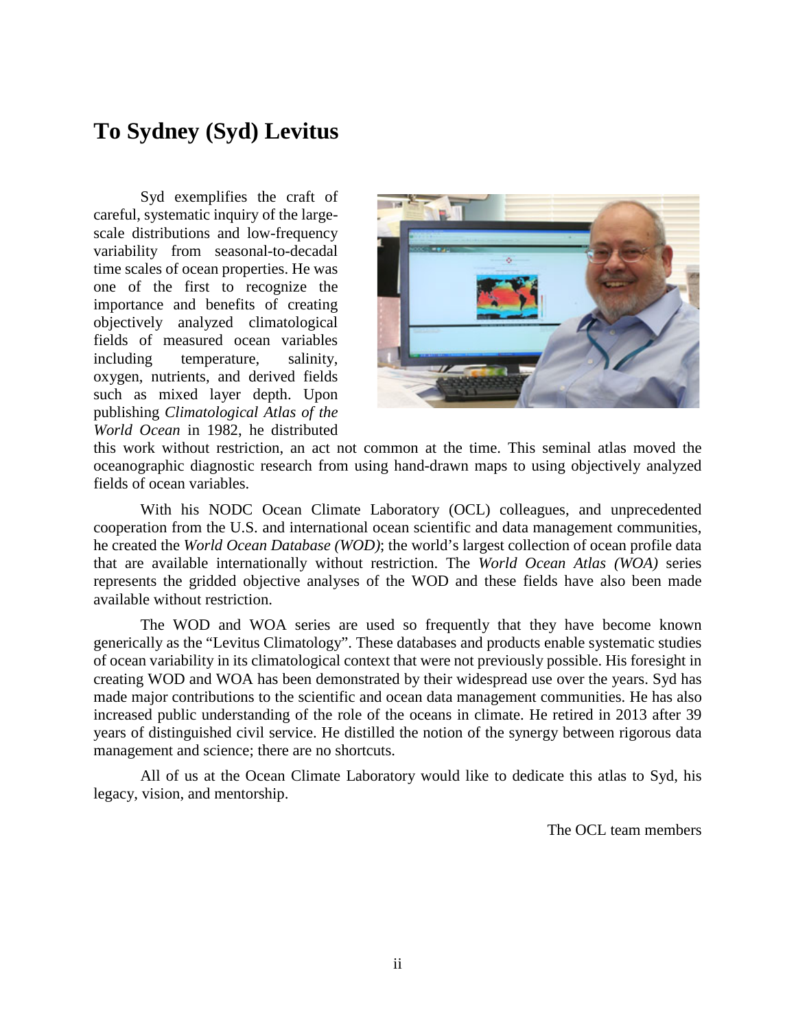# To Sydney (Syd) Levitus

Syd exemplifies the craft of careful, systematic inquiry of the large-scale distributions and low-frequency variability from seasonal-to-decadal time scales of ocean properties. He was one of the first to recognize the importance and benefits of creating objectively analyzed climatological fields of measured ocean variables including temperature, salinity, oxygen, nutrients, and derived fields such as mixed layer depth. Upon publishing *Climatological Atlas of the World Ocean* in 1982, he distributed this work without restriction, an act not common at the time. This seminal atlas moved the oceanographic diagnostic research from using hand-drawn maps to using objectively analyzed fields of ocean variables.

With his NODC Ocean Climate Laboratory (OCL) colleagues, and unprecedented cooperation from the U.S. and international ocean scientific and data management communities, he created the *World Ocean Database (WOD)*; the world's largest collection of ocean profile data that are available internationally without restriction. The *World Ocean Atlas (WOA)* series represents the gridded objective analyses of the WOD and these fields have also been made available without restriction.

The WOD and WOA series are used so frequently that they have become known generically as the "Levitus Climatology". These databases and products enable systematic studies of ocean variability in its climatological context that were not previously possible. His foresight in creating WOD and WOA has been demonstrated by their widespread use over the years. Syd has made major contributions to the scientific and ocean data management communities. He has also increased public understanding of the role of the oceans in climate. He retired in 2013 after 39 years of distinguished civil service. He distilled the notion of the synergy between rigorous data management and science; there are no shortcuts.

All of us at the Ocean Climate Laboratory would like to dedicate this atlas to Syd, his legacy, vision, and mentorship.

The OCL team members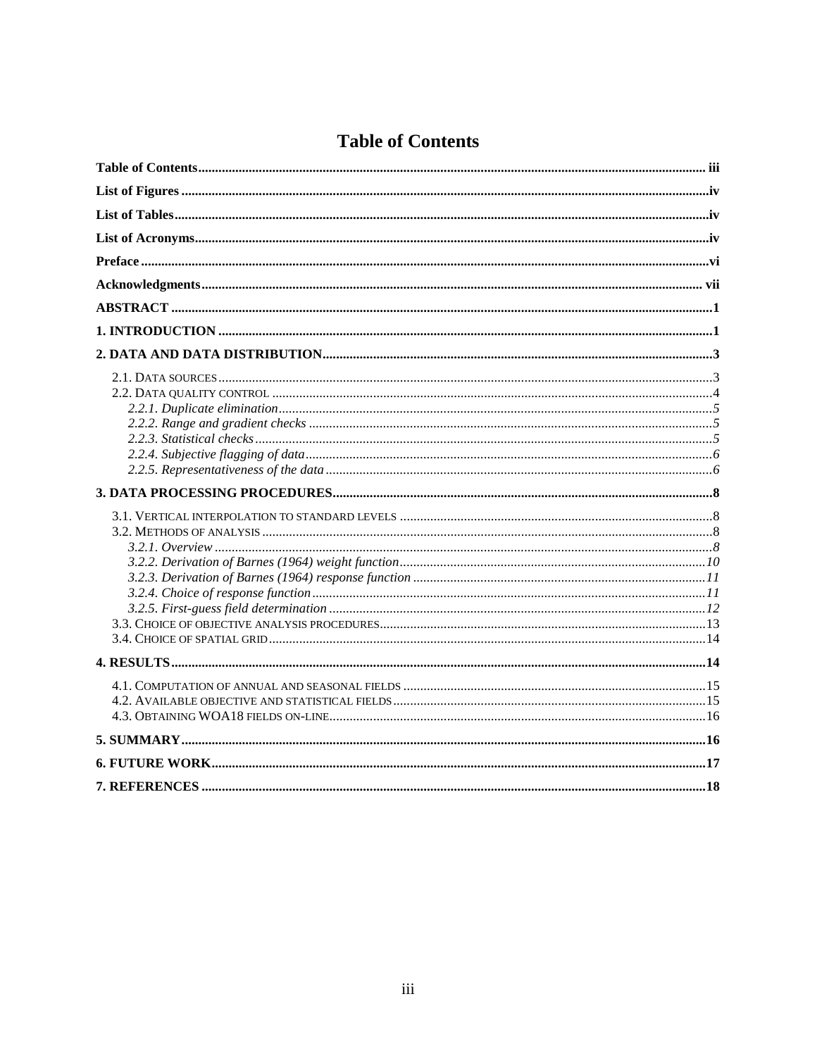# Table of Contents

**Table of Contents** ..... iii

**List of Figures** ..... iv

**List of Tables** ..... iv

**List of Acronyms** ..... iv

**Preface** ..... vi

**Acknowledgments** ..... vii

**ABSTRACT** ..... 1

**1. INTRODUCTION** ..... 1

**2. DATA AND DATA DISTRIBUTION** ..... 3

- 2.1. DATA SOURCES ..... 3
- 2.2. DATA QUALITY CONTROL ..... 4
  - *2.2.1. Duplicate elimination* ..... 5
  - *2.2.2. Range and gradient checks* ..... 5
  - *2.2.3. Statistical checks* ..... 5
  - *2.2.4. Subjective flagging of data* ..... 6
  - *2.2.5. Representativeness of the data* ..... 6

**3. DATA PROCESSING PROCEDURES** ..... 8

- 3.1. VERTICAL INTERPOLATION TO STANDARD LEVELS ..... 8
- 3.2. METHODS OF ANALYSIS ..... 8
  - *3.2.1. Overview* ..... 8
  - *3.2.2. Derivation of Barnes (1964) weight function* ..... 10
  - *3.2.3. Derivation of Barnes (1964) response function* ..... 11
  - *3.2.4. Choice of response function* ..... 11
  - *3.2.5. First-guess field determination* ..... 12
- 3.3. CHOICE OF OBJECTIVE ANALYSIS PROCEDURES ..... 13
- 3.4. CHOICE OF SPATIAL GRID ..... 14

**4. RESULTS** ..... 14

- 4.1. COMPUTATION OF ANNUAL AND SEASONAL FIELDS ..... 15
- 4.2. AVAILABLE OBJECTIVE AND STATISTICAL FIELDS ..... 15
- 4.3. OBTAINING WOA18 FIELDS ON-LINE ..... 16

**5. SUMMARY** ..... 16

**6. FUTURE WORK** ..... 17

**7. REFERENCES** ..... 18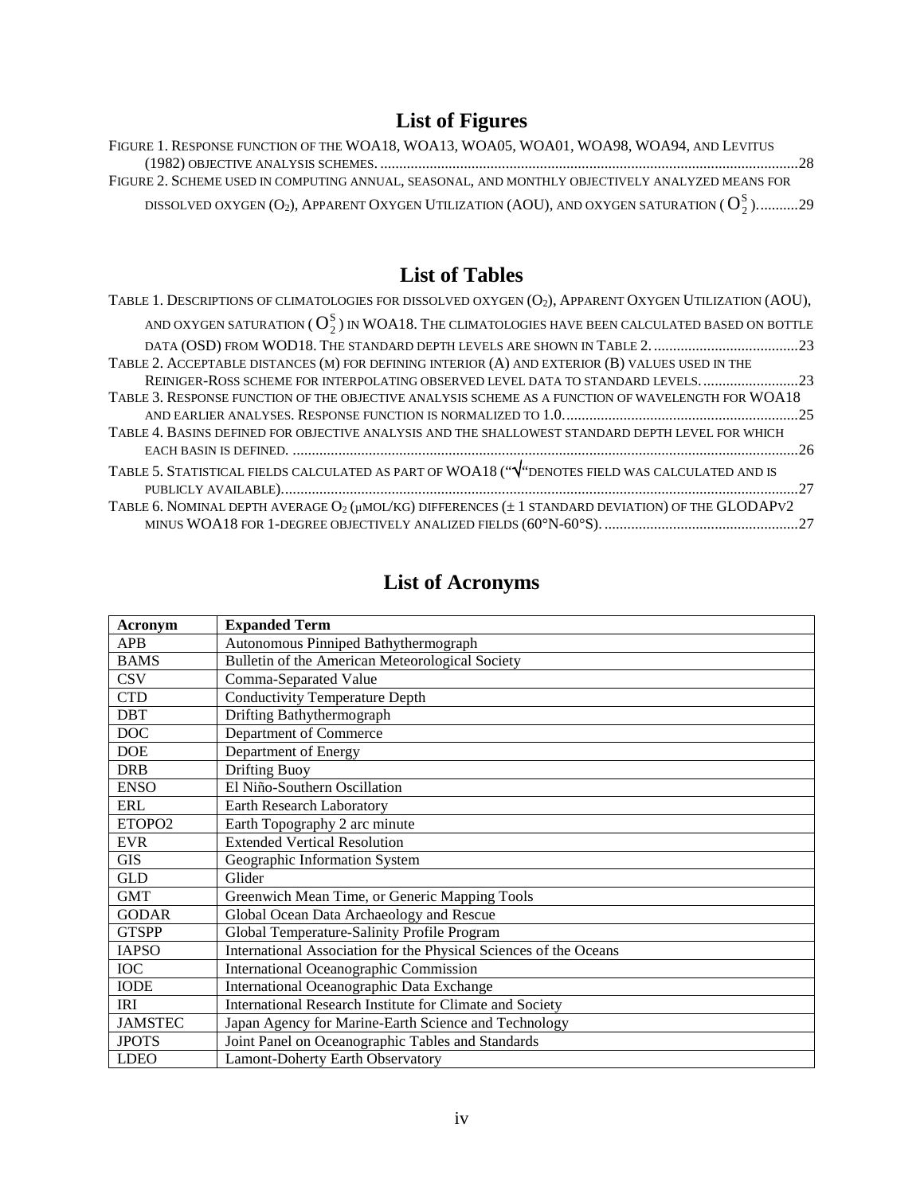## List of Figures

Figure 1. Response function of the WOA18, WOA13, WOA05, WOA01, WOA98, WOA94, and Levitus (1982) objective analysis schemes. ....28

Figure 2. Scheme used in computing annual, seasonal, and monthly objectively analyzed means for dissolved oxygen ($O_2$), Apparent Oxygen Utilization (AOU), and oxygen saturation ($O_2^S$). ....29

## List of Tables

Table 1. Descriptions of climatologies for dissolved oxygen ($O_2$), Apparent Oxygen Utilization (AOU), and oxygen saturation ($O_2^S$) in WOA18. The climatologies have been calculated based on bottle data (OSD) from WOD18. The standard depth levels are shown in Table 2. ....23

Table 2. Acceptable distances (m) for defining interior (A) and exterior (B) values used in the Reiniger-Ross scheme for interpolating observed level data to standard levels. ....23

Table 3. Response function of the objective analysis scheme as a function of wavelength for WOA18 and earlier analyses. Response function is normalized to 1.0. ....25

Table 4. Basins defined for objective analysis and the shallowest standard depth level for which each basin is defined. ....26

Table 5. Statistical fields calculated as part of WOA18 ("√"denotes field was calculated and is publicly available). ....27

Table 6. Nominal depth average $O_2$ (μmol/kg) differences (± 1 standard deviation) of the GLODAPv2 minus WOA18 for 1-degree objectively analized fields (60°N-60°S). ....27

## List of Acronyms

| Acronym | Expanded Term |
|---|---|
| APB | Autonomous Pinniped Bathythermograph |
| BAMS | Bulletin of the American Meteorological Society |
| CSV | Comma-Separated Value |
| CTD | Conductivity Temperature Depth |
| DBT | Drifting Bathythermograph |
| DOC | Department of Commerce |
| DOE | Department of Energy |
| DRB | Drifting Buoy |
| ENSO | El Niño-Southern Oscillation |
| ERL | Earth Research Laboratory |
| ETOPO2 | Earth Topography 2 arc minute |
| EVR | Extended Vertical Resolution |
| GIS | Geographic Information System |
| GLD | Glider |
| GMT | Greenwich Mean Time, or Generic Mapping Tools |
| GODAR | Global Ocean Data Archaeology and Rescue |
| GTSPP | Global Temperature-Salinity Profile Program |
| IAPSO | International Association for the Physical Sciences of the Oceans |
| IOC | International Oceanographic Commission |
| IODE | International Oceanographic Data Exchange |
| IRI | International Research Institute for Climate and Society |
| JAMSTEC | Japan Agency for Marine-Earth Science and Technology |
| JPOTS | Joint Panel on Oceanographic Tables and Standards |
| LDEO | Lamont-Doherty Earth Observatory |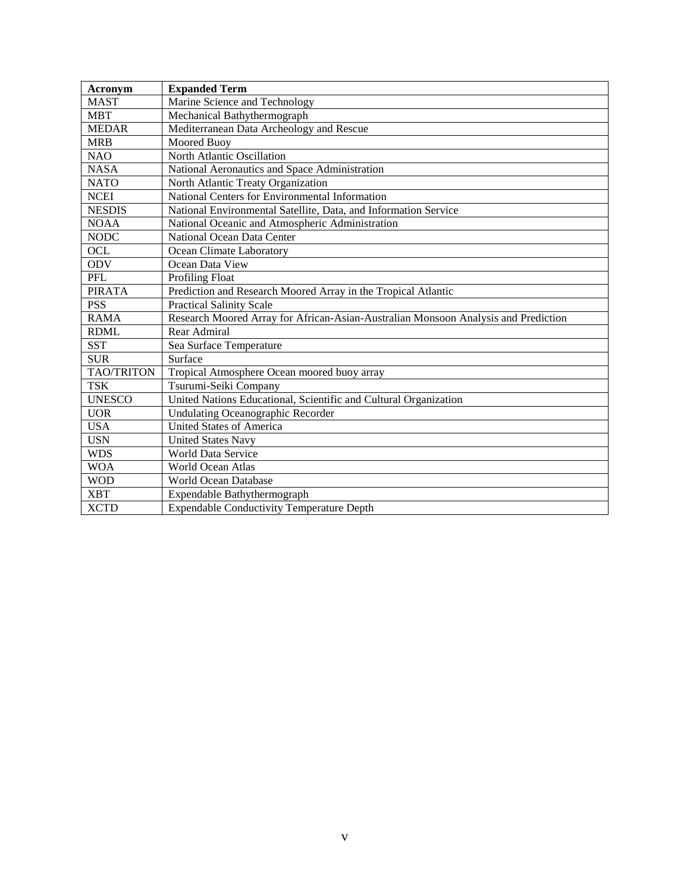| Acronym | Expanded Term |
|---|---|
| MAST | Marine Science and Technology |
| MBT | Mechanical Bathythermograph |
| MEDAR | Mediterranean Data Archeology and Rescue |
| MRB | Moored Buoy |
| NAO | North Atlantic Oscillation |
| NASA | National Aeronautics and Space Administration |
| NATO | North Atlantic Treaty Organization |
| NCEI | National Centers for Environmental Information |
| NESDIS | National Environmental Satellite, Data, and Information Service |
| NOAA | National Oceanic and Atmospheric Administration |
| NODC | National Ocean Data Center |
| OCL | Ocean Climate Laboratory |
| ODV | Ocean Data View |
| PFL | Profiling Float |
| PIRATA | Prediction and Research Moored Array in the Tropical Atlantic |
| PSS | Practical Salinity Scale |
| RAMA | Research Moored Array for African-Asian-Australian Monsoon Analysis and Prediction |
| RDML | Rear Admiral |
| SST | Sea Surface Temperature |
| SUR | Surface |
| TAO/TRITON | Tropical Atmosphere Ocean moored buoy array |
| TSK | Tsurumi-Seiki Company |
| UNESCO | United Nations Educational, Scientific and Cultural Organization |
| UOR | Undulating Oceanographic Recorder |
| USA | United States of America |
| USN | United States Navy |
| WDS | World Data Service |
| WOA | World Ocean Atlas |
| WOD | World Ocean Database |
| XBT | Expendable Bathythermograph |
| XCTD | Expendable Conductivity Temperature Depth |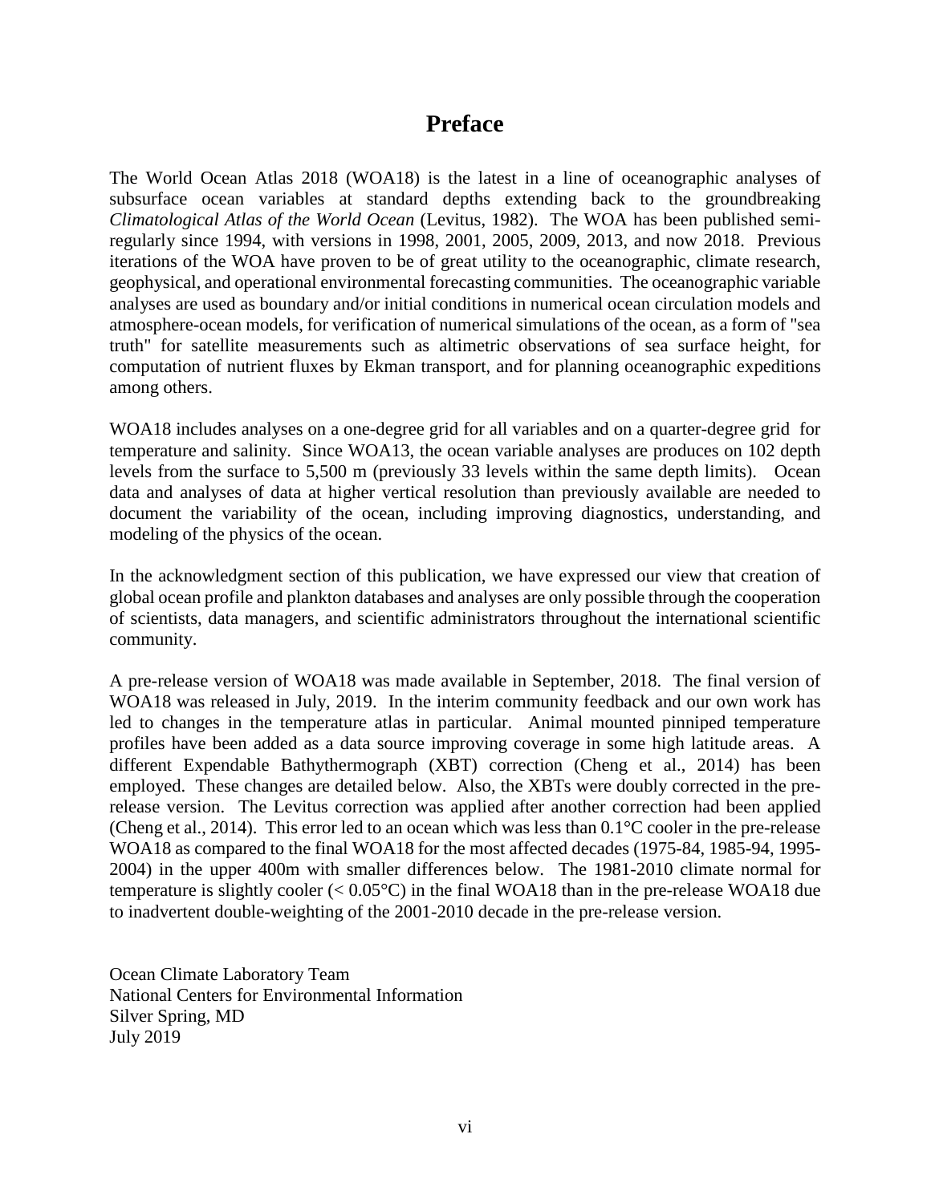# Preface

The World Ocean Atlas 2018 (WOA18) is the latest in a line of oceanographic analyses of subsurface ocean variables at standard depths extending back to the groundbreaking *Climatological Atlas of the World Ocean* (Levitus, 1982). The WOA has been published semi-regularly since 1994, with versions in 1998, 2001, 2005, 2009, 2013, and now 2018. Previous iterations of the WOA have proven to be of great utility to the oceanographic, climate research, geophysical, and operational environmental forecasting communities. The oceanographic variable analyses are used as boundary and/or initial conditions in numerical ocean circulation models and atmosphere-ocean models, for verification of numerical simulations of the ocean, as a form of "sea truth" for satellite measurements such as altimetric observations of sea surface height, for computation of nutrient fluxes by Ekman transport, and for planning oceanographic expeditions among others.

WOA18 includes analyses on a one-degree grid for all variables and on a quarter-degree grid for temperature and salinity. Since WOA13, the ocean variable analyses are produces on 102 depth levels from the surface to 5,500 m (previously 33 levels within the same depth limits). Ocean data and analyses of data at higher vertical resolution than previously available are needed to document the variability of the ocean, including improving diagnostics, understanding, and modeling of the physics of the ocean.

In the acknowledgment section of this publication, we have expressed our view that creation of global ocean profile and plankton databases and analyses are only possible through the cooperation of scientists, data managers, and scientific administrators throughout the international scientific community.

A pre-release version of WOA18 was made available in September, 2018. The final version of WOA18 was released in July, 2019. In the interim community feedback and our own work has led to changes in the temperature atlas in particular. Animal mounted pinniped temperature profiles have been added as a data source improving coverage in some high latitude areas. A different Expendable Bathythermograph (XBT) correction (Cheng et al., 2014) has been employed. These changes are detailed below. Also, the XBTs were doubly corrected in the pre-release version. The Levitus correction was applied after another correction had been applied (Cheng et al., 2014). This error led to an ocean which was less than 0.1°C cooler in the pre-release WOA18 as compared to the final WOA18 for the most affected decades (1975-84, 1985-94, 1995-2004) in the upper 400m with smaller differences below. The 1981-2010 climate normal for temperature is slightly cooler (< 0.05°C) in the final WOA18 than in the pre-release WOA18 due to inadvertent double-weighting of the 2001-2010 decade in the pre-release version.

Ocean Climate Laboratory Team  
National Centers for Environmental Information  
Silver Spring, MD  
July 2019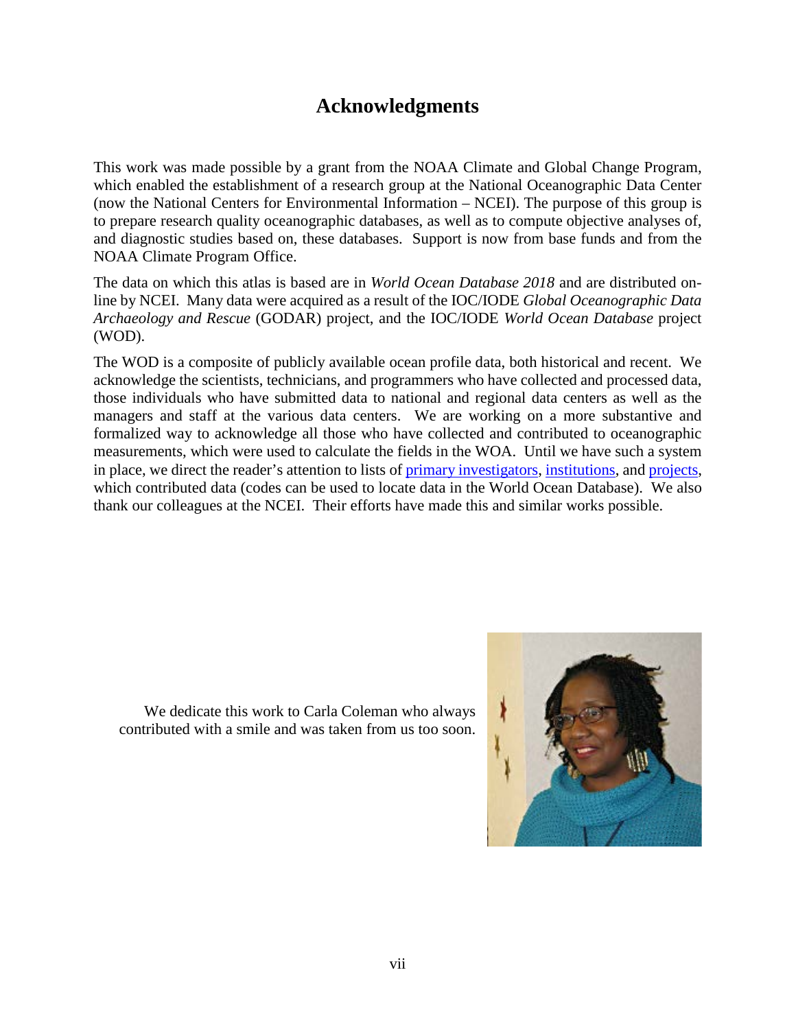# Acknowledgments

This work was made possible by a grant from the NOAA Climate and Global Change Program, which enabled the establishment of a research group at the National Oceanographic Data Center (now the National Centers for Environmental Information – NCEI). The purpose of this group is to prepare research quality oceanographic databases, as well as to compute objective analyses of, and diagnostic studies based on, these databases. Support is now from base funds and from the NOAA Climate Program Office.

The data on which this atlas is based are in *World Ocean Database 2018* and are distributed on-line by NCEI. Many data were acquired as a result of the IOC/IODE *Global Oceanographic Data Archaeology and Rescue* (GODAR) project, and the IOC/IODE *World Ocean Database* project (WOD).

The WOD is a composite of publicly available ocean profile data, both historical and recent. We acknowledge the scientists, technicians, and programmers who have collected and processed data, those individuals who have submitted data to national and regional data centers as well as the managers and staff at the various data centers. We are working on a more substantive and formalized way to acknowledge all those who have collected and contributed to oceanographic measurements, which were used to calculate the fields in the WOA. Until we have such a system in place, we direct the reader's attention to lists of primary investigators, institutions, and projects, which contributed data (codes can be used to locate data in the World Ocean Database). We also thank our colleagues at the NCEI. Their efforts have made this and similar works possible.

We dedicate this work to Carla Coleman who always contributed with a smile and was taken from us too soon.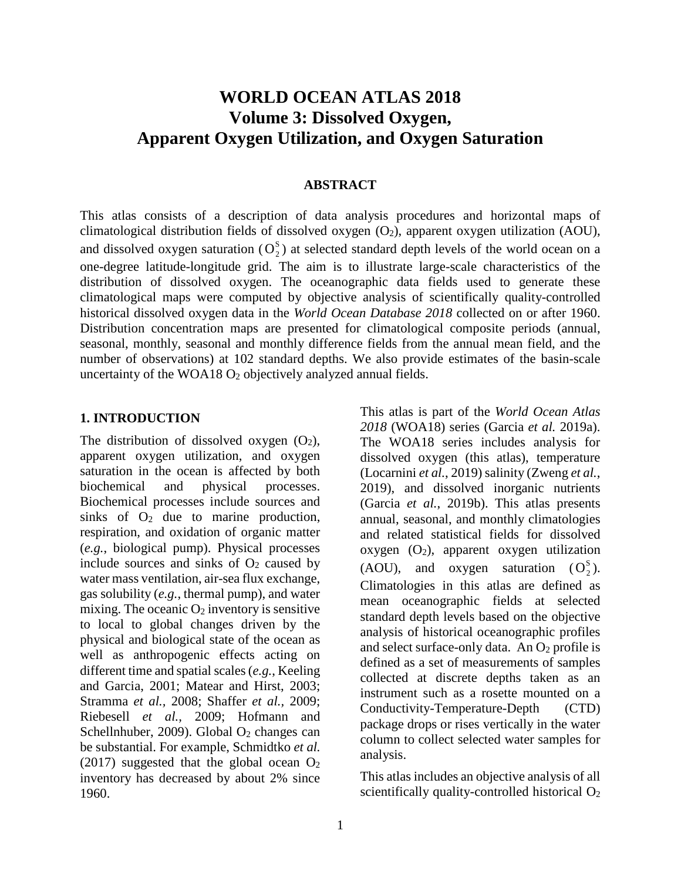# WORLD OCEAN ATLAS 2018
## Volume 3: Dissolved Oxygen, Apparent Oxygen Utilization, and Oxygen Saturation

### ABSTRACT

This atlas consists of a description of data analysis procedures and horizontal maps of climatological distribution fields of dissolved oxygen ($O_2$), apparent oxygen utilization (AOU), and dissolved oxygen saturation ($O_2^S$) at selected standard depth levels of the world ocean on a one-degree latitude-longitude grid. The aim is to illustrate large-scale characteristics of the distribution of dissolved oxygen. The oceanographic data fields used to generate these climatological maps were computed by objective analysis of scientifically quality-controlled historical dissolved oxygen data in the *World Ocean Database 2018* collected on or after 1960. Distribution concentration maps are presented for climatological composite periods (annual, seasonal, monthly, seasonal and monthly difference fields from the annual mean field, and the number of observations) at 102 standard depths. We also provide estimates of the basin-scale uncertainty of the WOA18 $O_2$ objectively analyzed annual fields.

### 1. INTRODUCTION

The distribution of dissolved oxygen ($O_2$), apparent oxygen utilization, and oxygen saturation in the ocean is affected by both biochemical and physical processes. Biochemical processes include sources and sinks of $O_2$ due to marine production, respiration, and oxidation of organic matter (*e.g.*, biological pump). Physical processes include sources and sinks of $O_2$ caused by water mass ventilation, air-sea flux exchange, gas solubility (*e.g.*, thermal pump), and water mixing. The oceanic $O_2$ inventory is sensitive to local to global changes driven by the physical and biological state of the ocean as well as anthropogenic effects acting on different time and spatial scales (*e.g.*, Keeling and Garcia, 2001; Matear and Hirst, 2003; Stramma *et al.,* 2008; Shaffer *et al.,* 2009; Riebesell *et al.,* 2009; Hofmann and Schellnhuber, 2009). Global $O_2$ changes can be substantial. For example, Schmidtko *et al.* (2017) suggested that the global ocean $O_2$ inventory has decreased by about 2% since 1960.

This atlas is part of the *World Ocean Atlas 2018* (WOA18) series (Garcia *et al.* 2019a). The WOA18 series includes analysis for dissolved oxygen (this atlas), temperature (Locarnini *et al.*, 2019) salinity (Zweng *et al.*, 2019), and dissolved inorganic nutrients (Garcia *et al.*, 2019b). This atlas presents annual, seasonal, and monthly climatologies and related statistical fields for dissolved oxygen ($O_2$), apparent oxygen utilization (AOU), and oxygen saturation ($O_2^S$). Climatologies in this atlas are defined as mean oceanographic fields at selected standard depth levels based on the objective analysis of historical oceanographic profiles and select surface-only data. An $O_2$ profile is defined as a set of measurements of samples collected at discrete depths taken as an instrument such as a rosette mounted on a Conductivity-Temperature-Depth (CTD) package drops or rises vertically in the water column to collect selected water samples for analysis.

This atlas includes an objective analysis of all scientifically quality-controlled historical $O_2$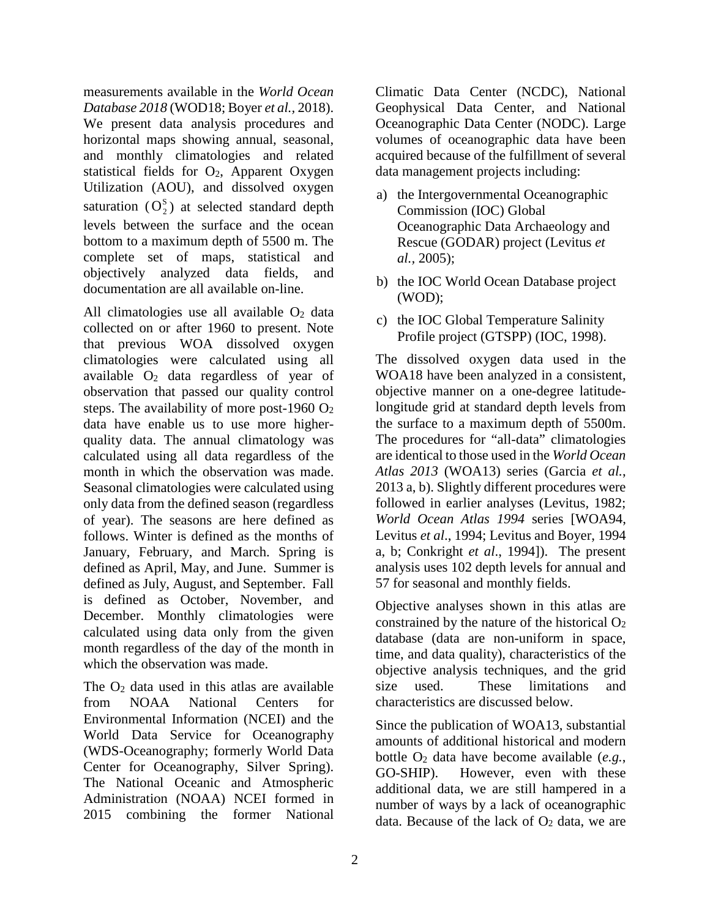measurements available in the *World Ocean Database 2018* (WOD18; Boyer *et al.,* 2018). We present data analysis procedures and horizontal maps showing annual, seasonal, and monthly climatologies and related statistical fields for $O_2$, Apparent Oxygen Utilization (AOU), and dissolved oxygen saturation ($O_2^S$) at selected standard depth levels between the surface and the ocean bottom to a maximum depth of 5500 m. The complete set of maps, statistical and objectively analyzed data fields, and documentation are all available on-line.

All climatologies use all available $O_2$ data collected on or after 1960 to present. Note that previous WOA dissolved oxygen climatologies were calculated using all available $O_2$ data regardless of year of observation that passed our quality control steps. The availability of more post-1960 $O_2$ data have enable us to use more higher-quality data. The annual climatology was calculated using all data regardless of the month in which the observation was made. Seasonal climatologies were calculated using only data from the defined season (regardless of year). The seasons are here defined as follows. Winter is defined as the months of January, February, and March. Spring is defined as April, May, and June. Summer is defined as July, August, and September. Fall is defined as October, November, and December. Monthly climatologies were calculated using data only from the given month regardless of the day of the month in which the observation was made.

The $O_2$ data used in this atlas are available from NOAA National Centers for Environmental Information (NCEI) and the World Data Service for Oceanography (WDS-Oceanography; formerly World Data Center for Oceanography, Silver Spring). The National Oceanic and Atmospheric Administration (NOAA) NCEI formed in 2015 combining the former National Climatic Data Center (NCDC), National Geophysical Data Center, and National Oceanographic Data Center (NODC). Large volumes of oceanographic data have been acquired because of the fulfillment of several data management projects including:

a) the Intergovernmental Oceanographic Commission (IOC) Global Oceanographic Data Archaeology and Rescue (GODAR) project (Levitus *et al.,* 2005);

b) the IOC World Ocean Database project (WOD);

c) the IOC Global Temperature Salinity Profile project (GTSPP) (IOC, 1998).

The dissolved oxygen data used in the WOA18 have been analyzed in a consistent, objective manner on a one-degree latitude-longitude grid at standard depth levels from the surface to a maximum depth of 5500m. The procedures for "all-data" climatologies are identical to those used in the *World Ocean Atlas 2013* (WOA13) series (Garcia *et al.*, 2013 a, b). Slightly different procedures were followed in earlier analyses (Levitus, 1982; *World Ocean Atlas 1994* series [WOA94, Levitus *et al*., 1994; Levitus and Boyer, 1994 a, b; Conkright *et al*., 1994]). The present analysis uses 102 depth levels for annual and 57 for seasonal and monthly fields.

Objective analyses shown in this atlas are constrained by the nature of the historical $O_2$ database (data are non-uniform in space, time, and data quality), characteristics of the objective analysis techniques, and the grid size used. These limitations and characteristics are discussed below.

Since the publication of WOA13, substantial amounts of additional historical and modern bottle $O_2$ data have become available (*e.g.*, GO-SHIP). However, even with these additional data, we are still hampered in a number of ways by a lack of oceanographic data. Because of the lack of $O_2$ data, we are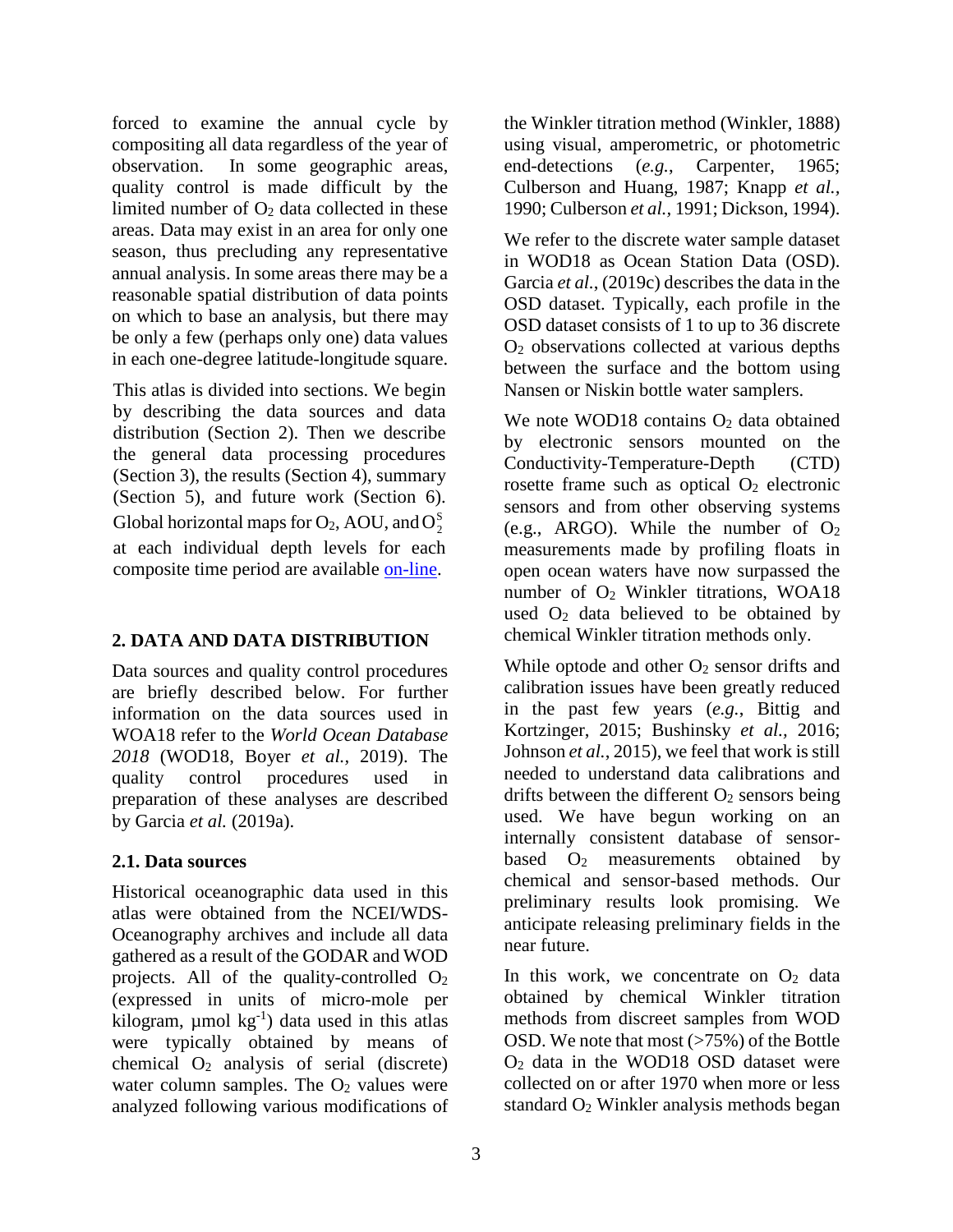forced to examine the annual cycle by compositing all data regardless of the year of observation. In some geographic areas, quality control is made difficult by the limited number of $O_2$ data collected in these areas. Data may exist in an area for only one season, thus precluding any representative annual analysis. In some areas there may be a reasonable spatial distribution of data points on which to base an analysis, but there may be only a few (perhaps only one) data values in each one-degree latitude-longitude square.

This atlas is divided into sections. We begin by describing the data sources and data distribution (Section 2). Then we describe the general data processing procedures (Section 3), the results (Section 4), summary (Section 5), and future work (Section 6). Global horizontal maps for $O_2$, AOU, and $O_2^S$ at each individual depth levels for each composite time period are available on-line.

## 2. DATA AND DATA DISTRIBUTION

Data sources and quality control procedures are briefly described below. For further information on the data sources used in WOA18 refer to the *World Ocean Database 2018* (WOD18, Boyer *et al.,* 2019). The quality control procedures used in preparation of these analyses are described by Garcia *et al.* (2019a).

### 2.1. Data sources

Historical oceanographic data used in this atlas were obtained from the NCEI/WDS-Oceanography archives and include all data gathered as a result of the GODAR and WOD projects. All of the quality-controlled $O_2$ (expressed in units of micro-mole per kilogram, $\mu mol\ kg^{-1}$) data used in this atlas were typically obtained by means of chemical $O_2$ analysis of serial (discrete) water column samples. The $O_2$ values were analyzed following various modifications of the Winkler titration method (Winkler, 1888) using visual, amperometric, or photometric end-detections (*e.g.*, Carpenter, 1965; Culberson and Huang, 1987; Knapp *et al.*, 1990; Culberson *et al.*, 1991; Dickson, 1994).

We refer to the discrete water sample dataset in WOD18 as Ocean Station Data (OSD). Garcia *et al.*, (2019c) describes the data in the OSD dataset. Typically, each profile in the OSD dataset consists of 1 to up to 36 discrete $O_2$ observations collected at various depths between the surface and the bottom using Nansen or Niskin bottle water samplers.

We note WOD18 contains $O_2$ data obtained by electronic sensors mounted on the Conductivity-Temperature-Depth (CTD) rosette frame such as optical $O_2$ electronic sensors and from other observing systems (e.g., ARGO). While the number of $O_2$ measurements made by profiling floats in open ocean waters have now surpassed the number of $O_2$ Winkler titrations, WOA18 used $O_2$ data believed to be obtained by chemical Winkler titration methods only.

While optode and other $O_2$ sensor drifts and calibration issues have been greatly reduced in the past few years (*e.g.*, Bittig and Kortzinger, 2015; Bushinsky *et al.*, 2016; Johnson *et al.*, 2015), we feel that work is still needed to understand data calibrations and drifts between the different $O_2$ sensors being used. We have begun working on an internally consistent database of sensor-based $O_2$ measurements obtained by chemical and sensor-based methods. Our preliminary results look promising. We anticipate releasing preliminary fields in the near future.

In this work, we concentrate on $O_2$ data obtained by chemical Winkler titration methods from discreet samples from WOD OSD. We note that most (>75%) of the Bottle $O_2$ data in the WOD18 OSD dataset were collected on or after 1970 when more or less standard $O_2$ Winkler analysis methods began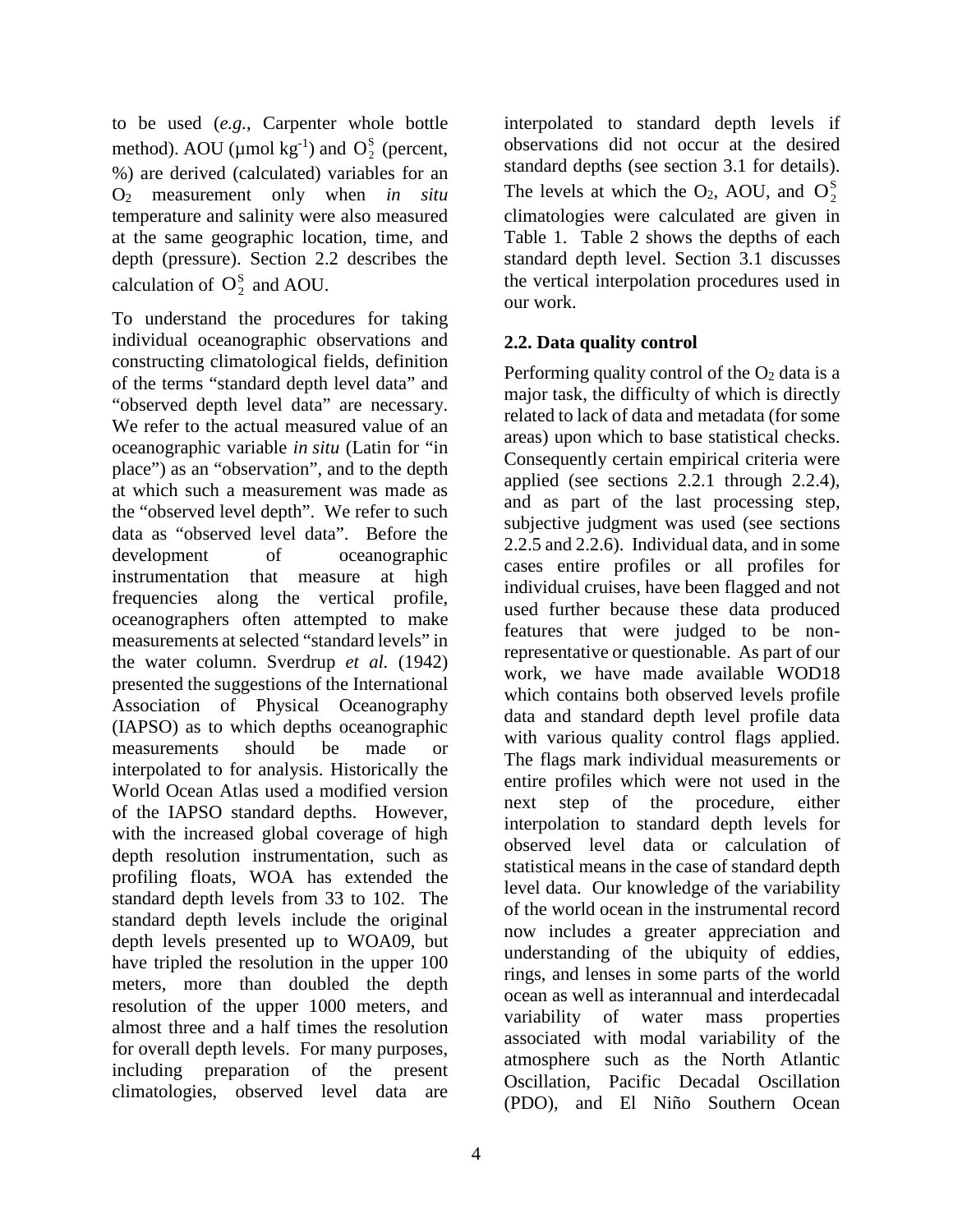to be used (*e.g.*, Carpenter whole bottle method). AOU (µmol kg$^{-1}$) and $O_2^S$ (percent, %) are derived (calculated) variables for an $O_2$ measurement only when *in situ* temperature and salinity were also measured at the same geographic location, time, and depth (pressure). Section 2.2 describes the calculation of $O_2^S$ and AOU.

To understand the procedures for taking individual oceanographic observations and constructing climatological fields, definition of the terms "standard depth level data" and "observed depth level data" are necessary. We refer to the actual measured value of an oceanographic variable *in situ* (Latin for "in place") as an "observation", and to the depth at which such a measurement was made as the "observed level depth". We refer to such data as "observed level data". Before the development of oceanographic instrumentation that measure at high frequencies along the vertical profile, oceanographers often attempted to make measurements at selected "standard levels" in the water column. Sverdrup *et al.* (1942) presented the suggestions of the International Association of Physical Oceanography (IAPSO) as to which depths oceanographic measurements should be made or interpolated to for analysis. Historically the World Ocean Atlas used a modified version of the IAPSO standard depths. However, with the increased global coverage of high depth resolution instrumentation, such as profiling floats, WOA has extended the standard depth levels from 33 to 102. The standard depth levels include the original depth levels presented up to WOA09, but have tripled the resolution in the upper 100 meters, more than doubled the depth resolution of the upper 1000 meters, and almost three and a half times the resolution for overall depth levels. For many purposes, including preparation of the present climatologies, observed level data are interpolated to standard depth levels if observations did not occur at the desired standard depths (see section 3.1 for details). The levels at which the $O_2$, AOU, and $O_2^S$ climatologies were calculated are given in Table 1. Table 2 shows the depths of each standard depth level. Section 3.1 discusses the vertical interpolation procedures used in our work.

## 2.2. Data quality control

Performing quality control of the $O_2$ data is a major task, the difficulty of which is directly related to lack of data and metadata (for some areas) upon which to base statistical checks. Consequently certain empirical criteria were applied (see sections 2.2.1 through 2.2.4), and as part of the last processing step, subjective judgment was used (see sections 2.2.5 and 2.2.6). Individual data, and in some cases entire profiles or all profiles for individual cruises, have been flagged and not used further because these data produced features that were judged to be non-representative or questionable. As part of our work, we have made available WOD18 which contains both observed levels profile data and standard depth level profile data with various quality control flags applied. The flags mark individual measurements or entire profiles which were not used in the next step of the procedure, either interpolation to standard depth levels for observed level data or calculation of statistical means in the case of standard depth level data. Our knowledge of the variability of the world ocean in the instrumental record now includes a greater appreciation and understanding of the ubiquity of eddies, rings, and lenses in some parts of the world ocean as well as interannual and interdecadal variability of water mass properties associated with modal variability of the atmosphere such as the North Atlantic Oscillation, Pacific Decadal Oscillation (PDO), and El Niño Southern Ocean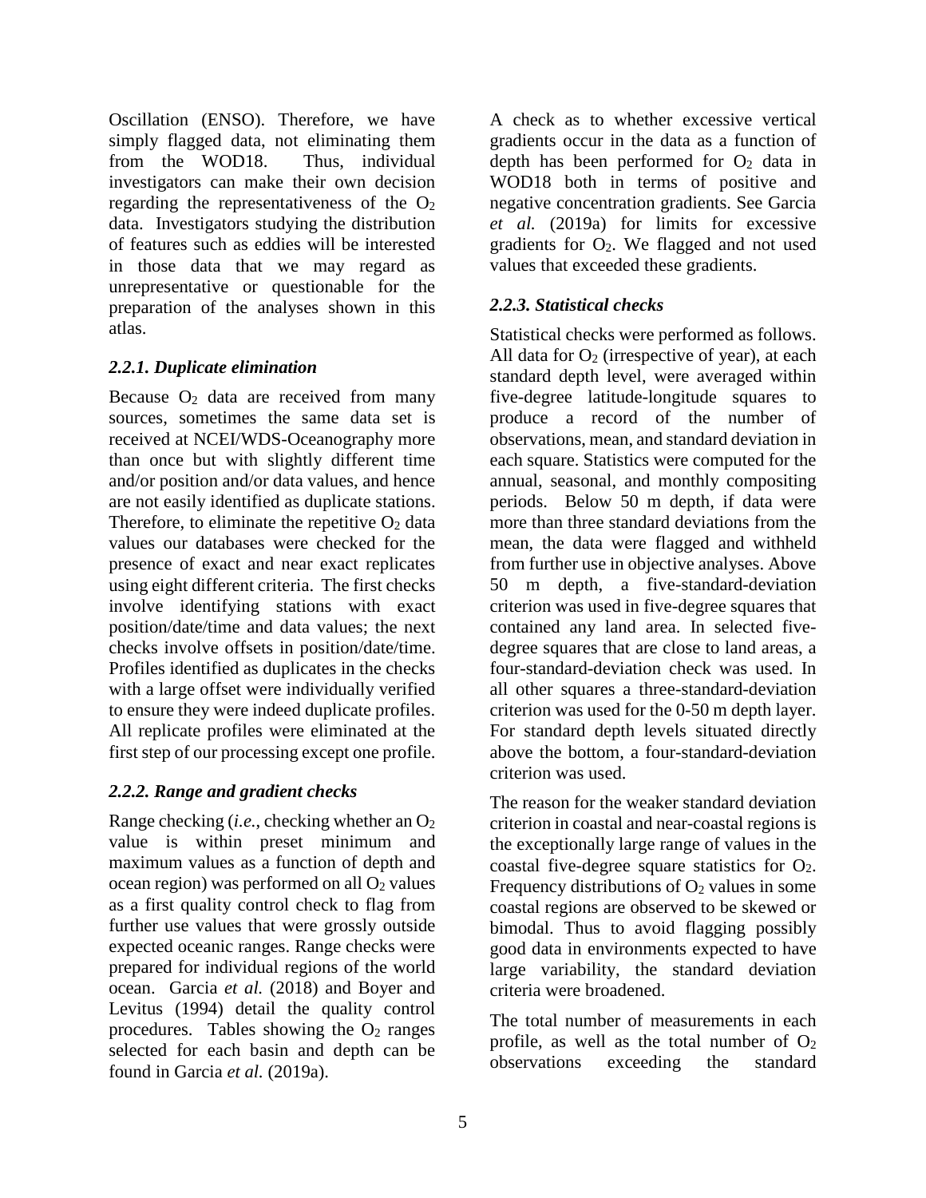Oscillation (ENSO). Therefore, we have simply flagged data, not eliminating them from the WOD18. Thus, individual investigators can make their own decision regarding the representativeness of the $O_2$ data. Investigators studying the distribution of features such as eddies will be interested in those data that we may regard as unrepresentative or questionable for the preparation of the analyses shown in this atlas.

### *2.2.1. Duplicate elimination*

Because $O_2$ data are received from many sources, sometimes the same data set is received at NCEI/WDS-Oceanography more than once but with slightly different time and/or position and/or data values, and hence are not easily identified as duplicate stations. Therefore, to eliminate the repetitive $O_2$ data values our databases were checked for the presence of exact and near exact replicates using eight different criteria. The first checks involve identifying stations with exact position/date/time and data values; the next checks involve offsets in position/date/time. Profiles identified as duplicates in the checks with a large offset were individually verified to ensure they were indeed duplicate profiles. All replicate profiles were eliminated at the first step of our processing except one profile.

### *2.2.2. Range and gradient checks*

Range checking (*i.e.*, checking whether an $O_2$ value is within preset minimum and maximum values as a function of depth and ocean region) was performed on all $O_2$ values as a first quality control check to flag from further use values that were grossly outside expected oceanic ranges. Range checks were prepared for individual regions of the world ocean. Garcia *et al.* (2018) and Boyer and Levitus (1994) detail the quality control procedures. Tables showing the $O_2$ ranges selected for each basin and depth can be found in Garcia *et al.* (2019a).

A check as to whether excessive vertical gradients occur in the data as a function of depth has been performed for $O_2$ data in WOD18 both in terms of positive and negative concentration gradients. See Garcia *et al.* (2019a) for limits for excessive gradients for $O_2$. We flagged and not used values that exceeded these gradients.

### *2.2.3. Statistical checks*

Statistical checks were performed as follows. All data for $O_2$ (irrespective of year), at each standard depth level, were averaged within five-degree latitude-longitude squares to produce a record of the number of observations, mean, and standard deviation in each square. Statistics were computed for the annual, seasonal, and monthly compositing periods. Below 50 m depth, if data were more than three standard deviations from the mean, the data were flagged and withheld from further use in objective analyses. Above 50 m depth, a five-standard-deviation criterion was used in five-degree squares that contained any land area. In selected five-degree squares that are close to land areas, a four-standard-deviation check was used. In all other squares a three-standard-deviation criterion was used for the 0-50 m depth layer. For standard depth levels situated directly above the bottom, a four-standard-deviation criterion was used.

The reason for the weaker standard deviation criterion in coastal and near-coastal regions is the exceptionally large range of values in the coastal five-degree square statistics for $O_2$. Frequency distributions of $O_2$ values in some coastal regions are observed to be skewed or bimodal. Thus to avoid flagging possibly good data in environments expected to have large variability, the standard deviation criteria were broadened.

The total number of measurements in each profile, as well as the total number of $O_2$ observations exceeding the standard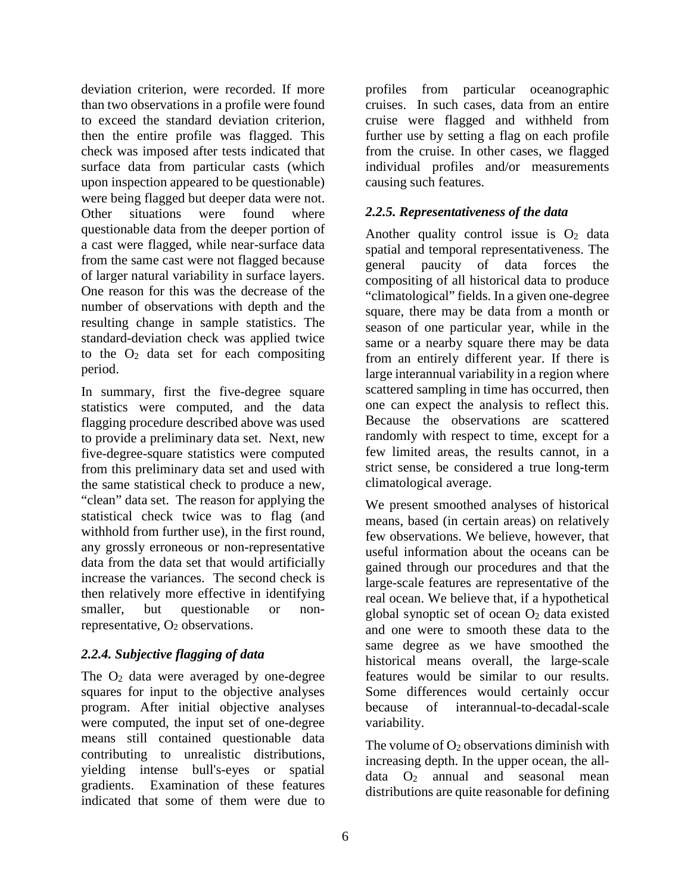deviation criterion, were recorded. If more than two observations in a profile were found to exceed the standard deviation criterion, then the entire profile was flagged. This check was imposed after tests indicated that surface data from particular casts (which upon inspection appeared to be questionable) were being flagged but deeper data were not. Other situations were found where questionable data from the deeper portion of a cast were flagged, while near-surface data from the same cast were not flagged because of larger natural variability in surface layers. One reason for this was the decrease of the number of observations with depth and the resulting change in sample statistics. The standard-deviation check was applied twice to the $O_2$ data set for each compositing period.

In summary, first the five-degree square statistics were computed, and the data flagging procedure described above was used to provide a preliminary data set. Next, new five-degree-square statistics were computed from this preliminary data set and used with the same statistical check to produce a new, "clean" data set. The reason for applying the statistical check twice was to flag (and withhold from further use), in the first round, any grossly erroneous or non-representative data from the data set that would artificially increase the variances. The second check is then relatively more effective in identifying smaller, but questionable or non-representative, $O_2$ observations.

### *2.2.4. Subjective flagging of data*

The $O_2$ data were averaged by one-degree squares for input to the objective analyses program. After initial objective analyses were computed, the input set of one-degree means still contained questionable data contributing to unrealistic distributions, yielding intense bull's-eyes or spatial gradients. Examination of these features indicated that some of them were due to profiles from particular oceanographic cruises. In such cases, data from an entire cruise were flagged and withheld from further use by setting a flag on each profile from the cruise. In other cases, we flagged individual profiles and/or measurements causing such features.

### *2.2.5. Representativeness of the data*

Another quality control issue is $O_2$ data spatial and temporal representativeness. The general paucity of data forces the compositing of all historical data to produce "climatological" fields. In a given one-degree square, there may be data from a month or season of one particular year, while in the same or a nearby square there may be data from an entirely different year. If there is large interannual variability in a region where scattered sampling in time has occurred, then one can expect the analysis to reflect this. Because the observations are scattered randomly with respect to time, except for a few limited areas, the results cannot, in a strict sense, be considered a true long-term climatological average.

We present smoothed analyses of historical means, based (in certain areas) on relatively few observations. We believe, however, that useful information about the oceans can be gained through our procedures and that the large-scale features are representative of the real ocean. We believe that, if a hypothetical global synoptic set of ocean $O_2$ data existed and one were to smooth these data to the same degree as we have smoothed the historical means overall, the large-scale features would be similar to our results. Some differences would certainly occur because of interannual-to-decadal-scale variability.

The volume of $O_2$ observations diminish with increasing depth. In the upper ocean, the all-data $O_2$ annual and seasonal mean distributions are quite reasonable for defining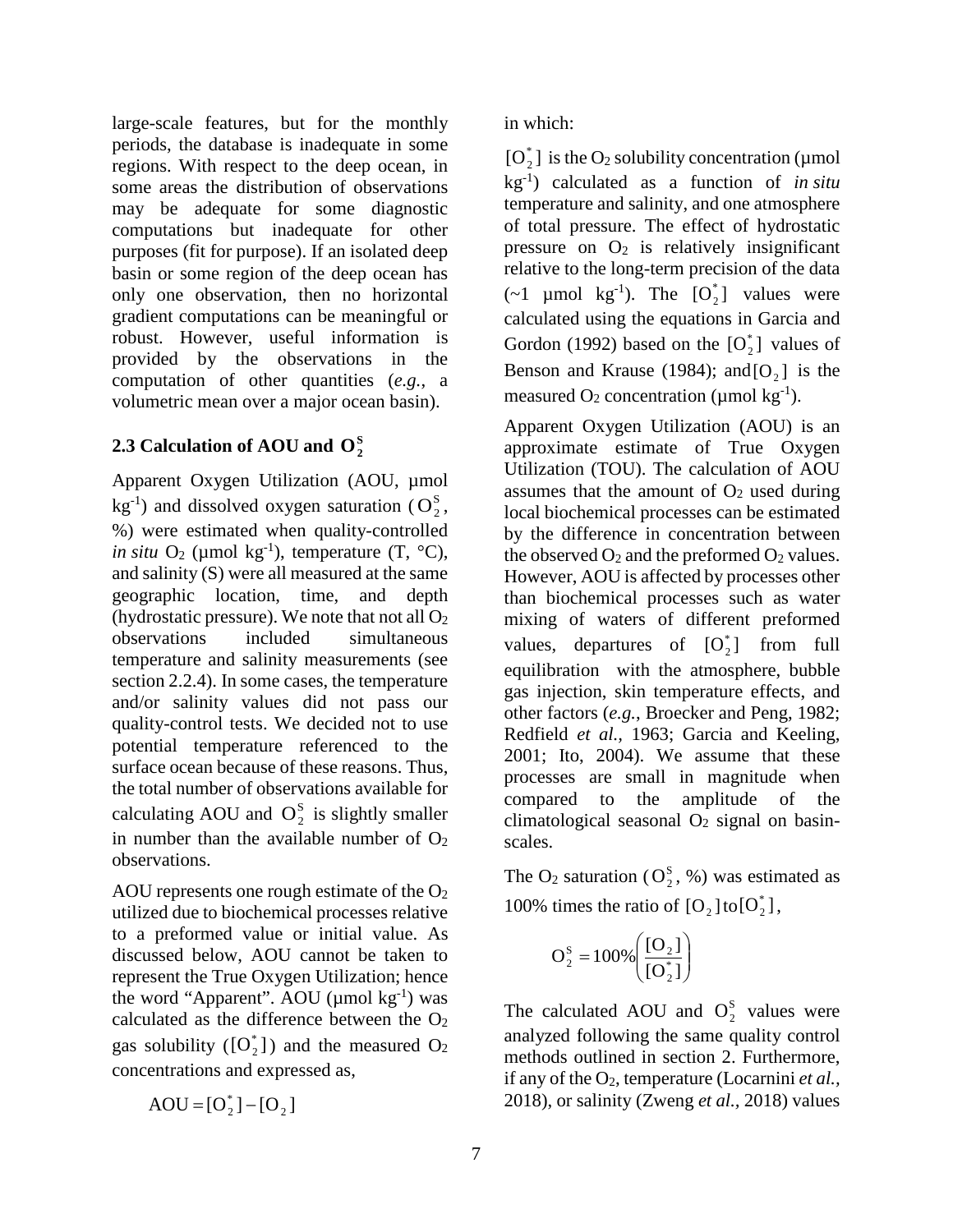large-scale features, but for the monthly periods, the database is inadequate in some regions. With respect to the deep ocean, in some areas the distribution of observations may be adequate for some diagnostic computations but inadequate for other purposes (fit for purpose). If an isolated deep basin or some region of the deep ocean has only one observation, then no horizontal gradient computations can be meaningful or robust. However, useful information is provided by the observations in the computation of other quantities (*e.g.*, a volumetric mean over a major ocean basin).

### 2.3 Calculation of AOU and $O_2^S$

Apparent Oxygen Utilization (AOU, µmol kg$^{-1}$) and dissolved oxygen saturation ($O_2^S$, %) were estimated when quality-controlled *in situ* $O_2$ (µmol kg$^{-1}$), temperature (T, °C), and salinity (S) were all measured at the same geographic location, time, and depth (hydrostatic pressure). We note that not all $O_2$ observations included simultaneous temperature and salinity measurements (see section 2.2.4). In some cases, the temperature and/or salinity values did not pass our quality-control tests. We decided not to use potential temperature referenced to the surface ocean because of these reasons. Thus, the total number of observations available for calculating AOU and $O_2^S$ is slightly smaller in number than the available number of $O_2$ observations.

AOU represents one rough estimate of the $O_2$ utilized due to biochemical processes relative to a preformed value or initial value. As discussed below, AOU cannot be taken to represent the True Oxygen Utilization; hence the word "Apparent". AOU (µmol kg$^{-1}$) was calculated as the difference between the $O_2$ gas solubility ($[O_2^*]$) and the measured $O_2$ concentrations and expressed as,

$$\text{AOU} = [O_2^*] - [O_2]$$

in which:

$[O_2^*]$ is the $O_2$ solubility concentration (µmol kg$^{-1}$) calculated as a function of *in situ* temperature and salinity, and one atmosphere of total pressure. The effect of hydrostatic pressure on $O_2$ is relatively insignificant relative to the long-term precision of the data (~1 µmol kg$^{-1}$). The $[O_2^*]$ values were calculated using the equations in Garcia and Gordon (1992) based on the $[O_2^*]$ values of Benson and Krause (1984); and $[O_2]$ is the measured $O_2$ concentration (µmol kg$^{-1}$).

Apparent Oxygen Utilization (AOU) is an approximate estimate of True Oxygen Utilization (TOU). The calculation of AOU assumes that the amount of $O_2$ used during local biochemical processes can be estimated by the difference in concentration between the observed $O_2$ and the preformed $O_2$ values. However, AOU is affected by processes other than biochemical processes such as water mixing of waters of different preformed values, departures of $[O_2^*]$ from full equilibration with the atmosphere, bubble gas injection, skin temperature effects, and other factors (*e.g.*, Broecker and Peng, 1982; Redfield *et al.*, 1963; Garcia and Keeling, 2001; Ito, 2004). We assume that these processes are small in magnitude when compared to the amplitude of the climatological seasonal $O_2$ signal on basin-scales.

The $O_2$ saturation ($O_2^S$, %) was estimated as 100% times the ratio of $[O_2]$ to $[O_2^*]$,

$$O_2^S = 100\% \left( \frac{[O_2]}{[O_2^*]} \right)$$

The calculated AOU and $O_2^S$ values were analyzed following the same quality control methods outlined in section 2. Furthermore, if any of the $O_2$, temperature (Locarnini *et al.*, 2018), or salinity (Zweng *et al.*, 2018) values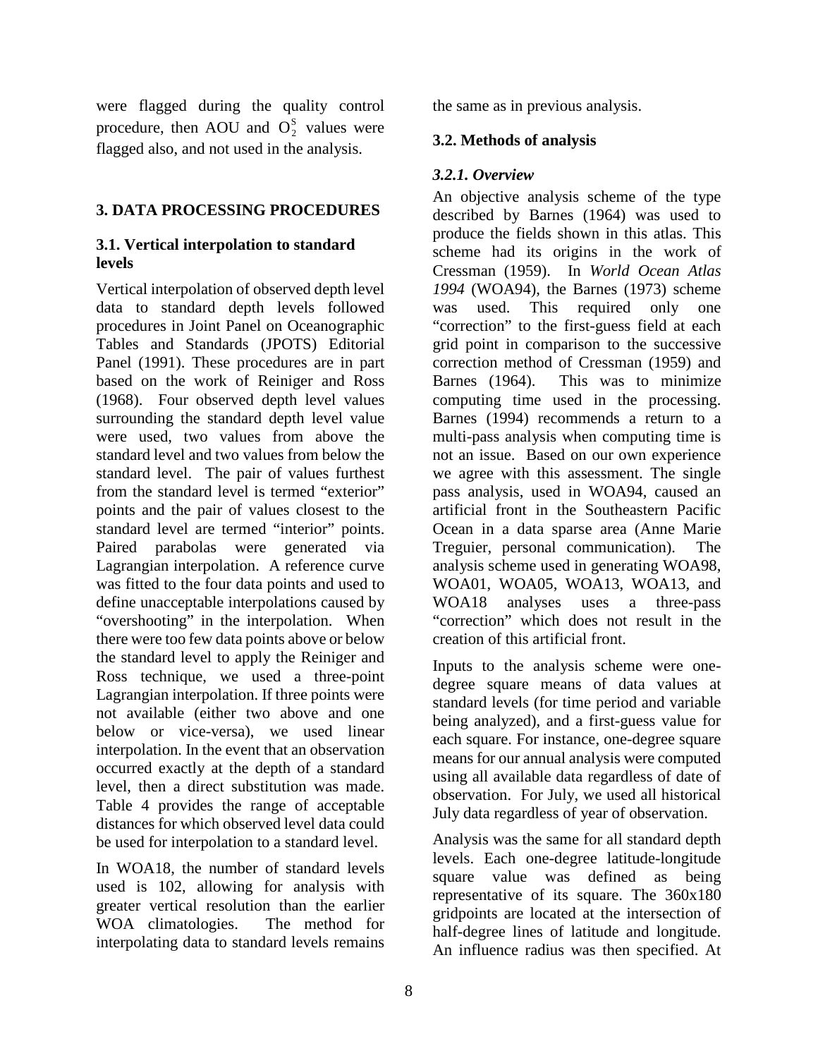were flagged during the quality control procedure, then AOU and $O_2^S$ values were flagged also, and not used in the analysis.

## 3. DATA PROCESSING PROCEDURES

### 3.1. Vertical interpolation to standard levels

Vertical interpolation of observed depth level data to standard depth levels followed procedures in Joint Panel on Oceanographic Tables and Standards (JPOTS) Editorial Panel (1991). These procedures are in part based on the work of Reiniger and Ross (1968). Four observed depth level values surrounding the standard depth level value were used, two values from above the standard level and two values from below the standard level. The pair of values furthest from the standard level is termed "exterior" points and the pair of values closest to the standard level are termed "interior" points. Paired parabolas were generated via Lagrangian interpolation. A reference curve was fitted to the four data points and used to define unacceptable interpolations caused by "overshooting" in the interpolation. When there were too few data points above or below the standard level to apply the Reiniger and Ross technique, we used a three-point Lagrangian interpolation. If three points were not available (either two above and one below or vice-versa), we used linear interpolation. In the event that an observation occurred exactly at the depth of a standard level, then a direct substitution was made. Table 4 provides the range of acceptable distances for which observed level data could be used for interpolation to a standard level.

In WOA18, the number of standard levels used is 102, allowing for analysis with greater vertical resolution than the earlier WOA climatologies. The method for interpolating data to standard levels remains the same as in previous analysis.

### 3.2. Methods of analysis

#### *3.2.1. Overview*

An objective analysis scheme of the type described by Barnes (1964) was used to produce the fields shown in this atlas. This scheme had its origins in the work of Cressman (1959). In *World Ocean Atlas 1994* (WOA94), the Barnes (1973) scheme was used. This required only one "correction" to the first-guess field at each grid point in comparison to the successive correction method of Cressman (1959) and Barnes (1964). This was to minimize computing time used in the processing. Barnes (1994) recommends a return to a multi-pass analysis when computing time is not an issue. Based on our own experience we agree with this assessment. The single pass analysis, used in WOA94, caused an artificial front in the Southeastern Pacific Ocean in a data sparse area (Anne Marie Treguier, personal communication). The analysis scheme used in generating WOA98, WOA01, WOA05, WOA13, WOA13, and WOA18 analyses uses a three-pass "correction" which does not result in the creation of this artificial front.

Inputs to the analysis scheme were one-degree square means of data values at standard levels (for time period and variable being analyzed), and a first-guess value for each square. For instance, one-degree square means for our annual analysis were computed using all available data regardless of date of observation. For July, we used all historical July data regardless of year of observation.

Analysis was the same for all standard depth levels. Each one-degree latitude-longitude square value was defined as being representative of its square. The 360x180 gridpoints are located at the intersection of half-degree lines of latitude and longitude. An influence radius was then specified. At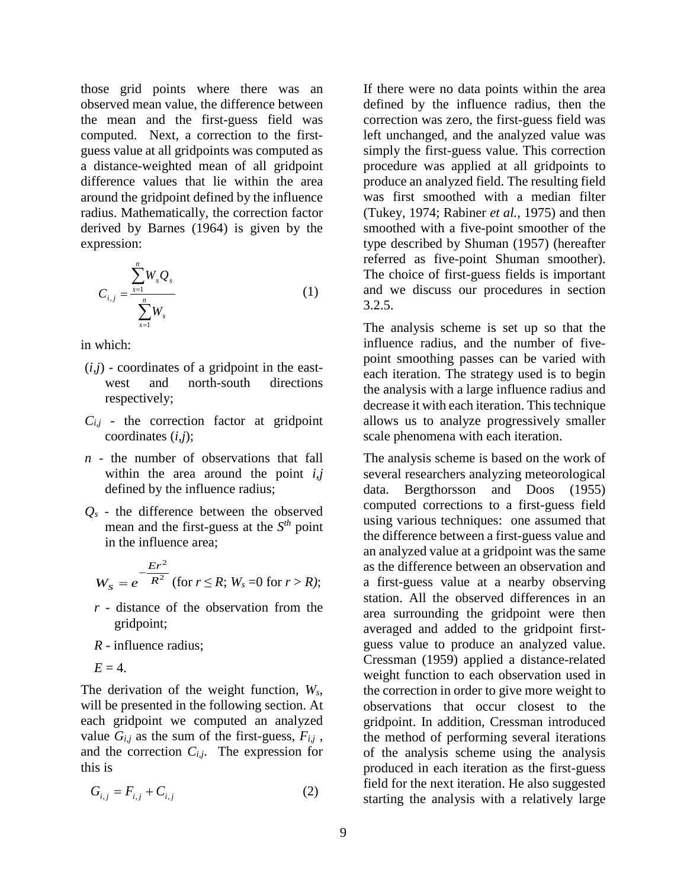those grid points where there was an observed mean value, the difference between the mean and the first-guess field was computed. Next, a correction to the first-guess value at all gridpoints was computed as a distance-weighted mean of all gridpoint difference values that lie within the area around the gridpoint defined by the influence radius. Mathematically, the correction factor derived by Barnes (1964) is given by the expression:

$$C_{i,j} = \frac{\sum_{s=1}^{n} W_s Q_s}{\sum_{s=1}^{n} W_s} \tag{1}$$

in which:

- $(i,j)$ - coordinates of a gridpoint in the east-west and north-south directions respectively;
- $C_{i,j}$ - the correction factor at gridpoint coordinates $(i,j)$;
- $n$ - the number of observations that fall within the area around the point $i,j$ defined by the influence radius;
- $Q_s$ - the difference between the observed mean and the first-guess at the $S^{th}$ point in the influence area;

  $W_S = e^{-\frac{Er^2}{R^2}}$ (for $r \le R$; $W_s = 0$ for $r > R$);

  $r$ - distance of the observation from the gridpoint;

  $R$ - influence radius;

  $E = 4$.

The derivation of the weight function, $W_s$, will be presented in the following section. At each gridpoint we computed an analyzed value $G_{i,j}$ as the sum of the first-guess, $F_{i,j}$, and the correction $C_{i,j}$. The expression for this is

$$G_{i,j} = F_{i,j} + C_{i,j} \tag{2}$$

If there were no data points within the area defined by the influence radius, then the correction was zero, the first-guess field was left unchanged, and the analyzed value was simply the first-guess value. This correction procedure was applied at all gridpoints to produce an analyzed field. The resulting field was first smoothed with a median filter (Tukey, 1974; Rabiner *et al.*, 1975) and then smoothed with a five-point smoother of the type described by Shuman (1957) (hereafter referred as five-point Shuman smoother). The choice of first-guess fields is important and we discuss our procedures in section 3.2.5.

The analysis scheme is set up so that the influence radius, and the number of five-point smoothing passes can be varied with each iteration. The strategy used is to begin the analysis with a large influence radius and decrease it with each iteration. This technique allows us to analyze progressively smaller scale phenomena with each iteration.

The analysis scheme is based on the work of several researchers analyzing meteorological data. Bergthorsson and Doos (1955) computed corrections to a first-guess field using various techniques: one assumed that the difference between a first-guess value and an analyzed value at a gridpoint was the same as the difference between an observation and a first-guess value at a nearby observing station. All the observed differences in an area surrounding the gridpoint were then averaged and added to the gridpoint first-guess value to produce an analyzed value. Cressman (1959) applied a distance-related weight function to each observation used in the correction in order to give more weight to observations that occur closest to the gridpoint. In addition, Cressman introduced the method of performing several iterations of the analysis scheme using the analysis produced in each iteration as the first-guess field for the next iteration. He also suggested starting the analysis with a relatively large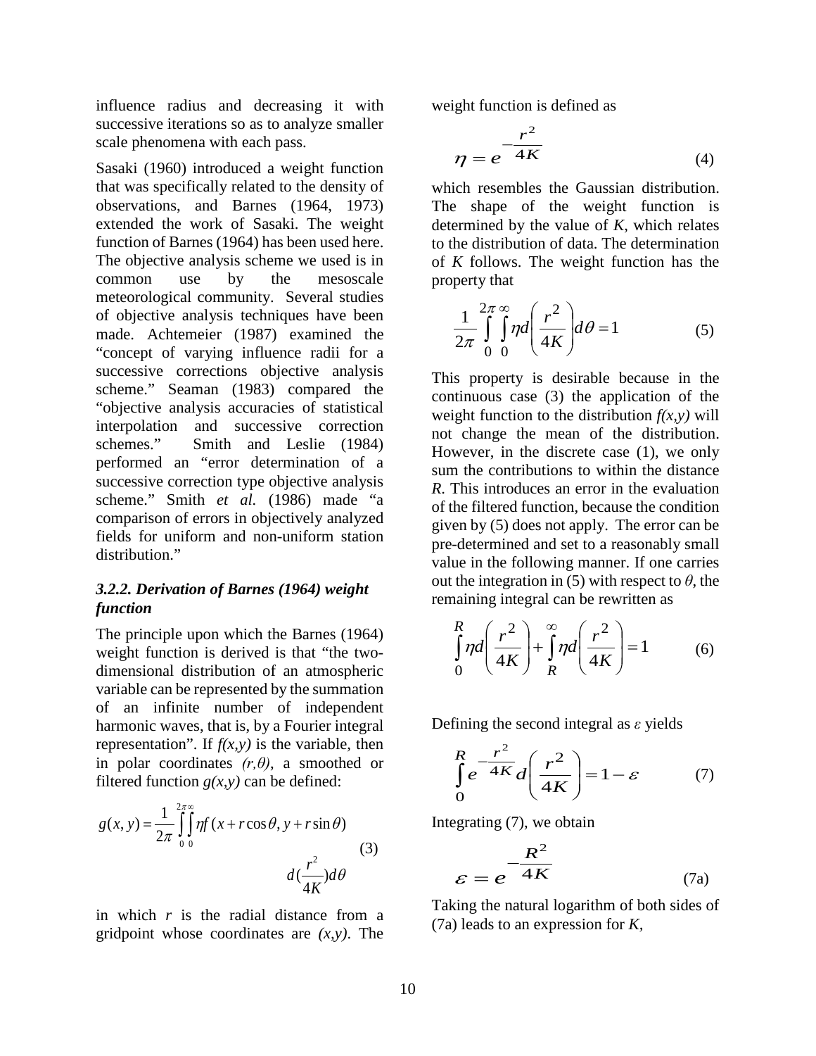influence radius and decreasing it with successive iterations so as to analyze smaller scale phenomena with each pass.

Sasaki (1960) introduced a weight function that was specifically related to the density of observations, and Barnes (1964, 1973) extended the work of Sasaki. The weight function of Barnes (1964) has been used here. The objective analysis scheme we used is in common use by the mesoscale meteorological community. Several studies of objective analysis techniques have been made. Achtemeier (1987) examined the "concept of varying influence radii for a successive corrections objective analysis scheme." Seaman (1983) compared the "objective analysis accuracies of statistical interpolation and successive correction schemes." Smith and Leslie (1984) performed an "error determination of a successive correction type objective analysis scheme." Smith *et al.* (1986) made "a comparison of errors in objectively analyzed fields for uniform and non-uniform station distribution."

### *3.2.2. Derivation of Barnes (1964) weight function*

The principle upon which the Barnes (1964) weight function is derived is that "the two-dimensional distribution of an atmospheric variable can be represented by the summation of an infinite number of independent harmonic waves, that is, by a Fourier integral representation". If $f(x,y)$ is the variable, then in polar coordinates $(r,\theta)$, a smoothed or filtered function $g(x,y)$ can be defined:

$$g(x,y) = \frac{1}{2\pi}\int_0^{2\pi}\int_0^{\infty} \eta f(x + r\cos\theta, y + r\sin\theta)\, d\left(\frac{r^2}{4K}\right)d\theta \tag{3}$$

in which $r$ is the radial distance from a gridpoint whose coordinates are $(x,y)$. The weight function is defined as

$$\eta = e^{-\frac{r^2}{4K}} \tag{4}$$

which resembles the Gaussian distribution. The shape of the weight function is determined by the value of $K$, which relates to the distribution of data. The determination of $K$ follows. The weight function has the property that

$$\frac{1}{2\pi}\int_0^{2\pi}\int_0^{\infty} \eta\, d\left(\frac{r^2}{4K}\right)d\theta = 1 \tag{5}$$

This property is desirable because in the continuous case (3) the application of the weight function to the distribution $f(x,y)$ will not change the mean of the distribution. However, in the discrete case (1), we only sum the contributions to within the distance $R$. This introduces an error in the evaluation of the filtered function, because the condition given by (5) does not apply. The error can be pre-determined and set to a reasonably small value in the following manner. If one carries out the integration in (5) with respect to $\theta$, the remaining integral can be rewritten as

$$\int_0^{R} \eta\, d\left(\frac{r^2}{4K}\right) + \int_R^{\infty} \eta\, d\left(\frac{r^2}{4K}\right) = 1 \tag{6}$$

Defining the second integral as $\varepsilon$ yields

$$\int_0^{R} e^{-\frac{r^2}{4K}}\, d\left(\frac{r^2}{4K}\right) = 1 - \varepsilon \tag{7}$$

Integrating (7), we obtain

$$\varepsilon = e^{-\frac{R^2}{4K}} \tag{7a}$$

Taking the natural logarithm of both sides of (7a) leads to an expression for $K$,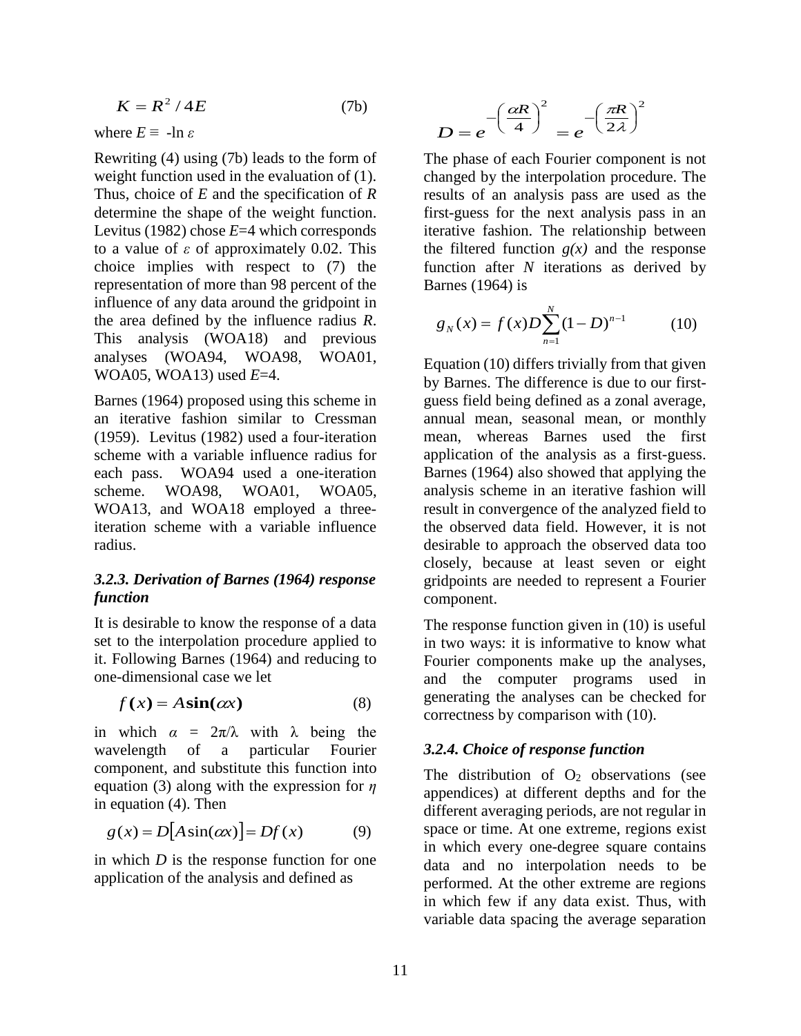$$K = R^2 / 4E \tag{7b}$$

where $E \equiv -\ln \varepsilon$

Rewriting (4) using (7b) leads to the form of weight function used in the evaluation of (1). Thus, choice of *E* and the specification of *R* determine the shape of the weight function. Levitus (1982) chose *E*=4 which corresponds to a value of $\varepsilon$ of approximately 0.02. This choice implies with respect to (7) the representation of more than 98 percent of the influence of any data around the gridpoint in the area defined by the influence radius *R*. This analysis (WOA18) and previous analyses (WOA94, WOA98, WOA01, WOA05, WOA13) used *E*=4.

Barnes (1964) proposed using this scheme in an iterative fashion similar to Cressman (1959). Levitus (1982) used a four-iteration scheme with a variable influence radius for each pass. WOA94 used a one-iteration scheme. WOA98, WOA01, WOA05, WOA13, and WOA18 employed a three-iteration scheme with a variable influence radius.

### *3.2.3. Derivation of Barnes (1964) response function*

It is desirable to know the response of a data set to the interpolation procedure applied to it. Following Barnes (1964) and reducing to one-dimensional case we let

$$f(x) = A\sin(\alpha x) \tag{8}$$

in which $\alpha = 2\pi/\lambda$ with $\lambda$ being the wavelength of a particular Fourier component, and substitute this function into equation (3) along with the expression for $\eta$ in equation (4). Then

$$g(x) = D[A\sin(\alpha x)] = Df(x) \tag{9}$$

in which *D* is the response function for one application of the analysis and defined as

$$D = e^{-\left(\frac{\alpha R}{4}\right)^2} = e^{-\left(\frac{\pi R}{2\lambda}\right)^2}$$

The phase of each Fourier component is not changed by the interpolation procedure. The results of an analysis pass are used as the first-guess for the next analysis pass in an iterative fashion. The relationship between the filtered function *g(x)* and the response function after *N* iterations as derived by Barnes (1964) is

$$g_N(x) = f(x)D\sum_{n=1}^{N}(1-D)^{n-1} \tag{10}$$

Equation (10) differs trivially from that given by Barnes. The difference is due to our first-guess field being defined as a zonal average, annual mean, seasonal mean, or monthly mean, whereas Barnes used the first application of the analysis as a first-guess. Barnes (1964) also showed that applying the analysis scheme in an iterative fashion will result in convergence of the analyzed field to the observed data field. However, it is not desirable to approach the observed data too closely, because at least seven or eight gridpoints are needed to represent a Fourier component.

The response function given in (10) is useful in two ways: it is informative to know what Fourier components make up the analyses, and the computer programs used in generating the analyses can be checked for correctness by comparison with (10).

### *3.2.4. Choice of response function*

The distribution of $O_2$ observations (see appendices) at different depths and for the different averaging periods, are not regular in space or time. At one extreme, regions exist in which every one-degree square contains data and no interpolation needs to be performed. At the other extreme are regions in which few if any data exist. Thus, with variable data spacing the average separation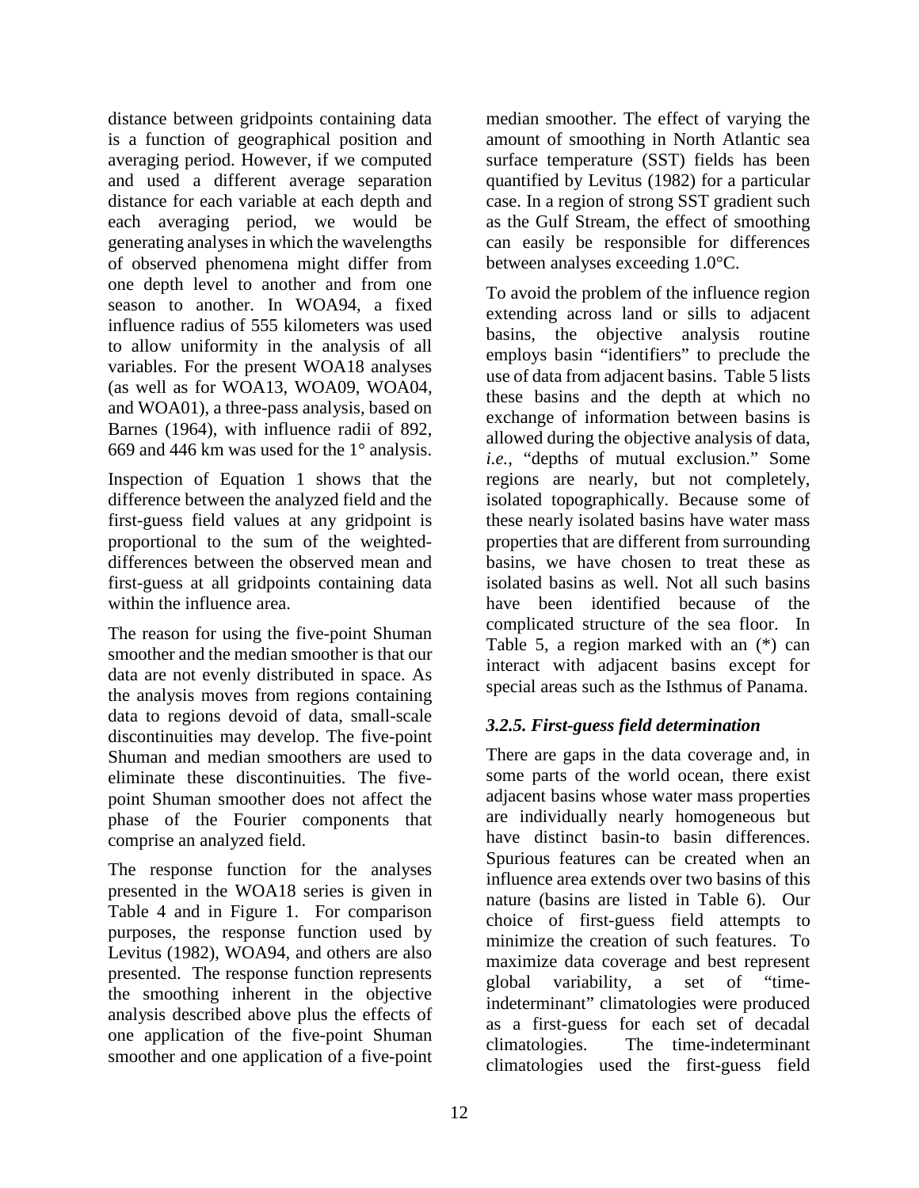distance between gridpoints containing data is a function of geographical position and averaging period. However, if we computed and used a different average separation distance for each variable at each depth and each averaging period, we would be generating analyses in which the wavelengths of observed phenomena might differ from one depth level to another and from one season to another. In WOA94, a fixed influence radius of 555 kilometers was used to allow uniformity in the analysis of all variables. For the present WOA18 analyses (as well as for WOA13, WOA09, WOA04, and WOA01), a three-pass analysis, based on Barnes (1964), with influence radii of 892, 669 and 446 km was used for the 1° analysis.

Inspection of Equation 1 shows that the difference between the analyzed field and the first-guess field values at any gridpoint is proportional to the sum of the weighted-differences between the observed mean and first-guess at all gridpoints containing data within the influence area.

The reason for using the five-point Shuman smoother and the median smoother is that our data are not evenly distributed in space. As the analysis moves from regions containing data to regions devoid of data, small-scale discontinuities may develop. The five-point Shuman and median smoothers are used to eliminate these discontinuities. The five-point Shuman smoother does not affect the phase of the Fourier components that comprise an analyzed field.

The response function for the analyses presented in the WOA18 series is given in Table 4 and in Figure 1. For comparison purposes, the response function used by Levitus (1982), WOA94, and others are also presented. The response function represents the smoothing inherent in the objective analysis described above plus the effects of one application of the five-point Shuman smoother and one application of a five-point median smoother. The effect of varying the amount of smoothing in North Atlantic sea surface temperature (SST) fields has been quantified by Levitus (1982) for a particular case. In a region of strong SST gradient such as the Gulf Stream, the effect of smoothing can easily be responsible for differences between analyses exceeding 1.0°C.

To avoid the problem of the influence region extending across land or sills to adjacent basins, the objective analysis routine employs basin "identifiers" to preclude the use of data from adjacent basins. Table 5 lists these basins and the depth at which no exchange of information between basins is allowed during the objective analysis of data, *i.e.*, "depths of mutual exclusion." Some regions are nearly, but not completely, isolated topographically. Because some of these nearly isolated basins have water mass properties that are different from surrounding basins, we have chosen to treat these as isolated basins as well. Not all such basins have been identified because of the complicated structure of the sea floor. In Table 5, a region marked with an (*) can interact with adjacent basins except for special areas such as the Isthmus of Panama.

### *3.2.5. First-guess field determination*

There are gaps in the data coverage and, in some parts of the world ocean, there exist adjacent basins whose water mass properties are individually nearly homogeneous but have distinct basin-to basin differences. Spurious features can be created when an influence area extends over two basins of this nature (basins are listed in Table 6). Our choice of first-guess field attempts to minimize the creation of such features. To maximize data coverage and best represent global variability, a set of "time-indeterminant" climatologies were produced as a first-guess for each set of decadal climatologies. The time-indeterminant climatologies used the first-guess field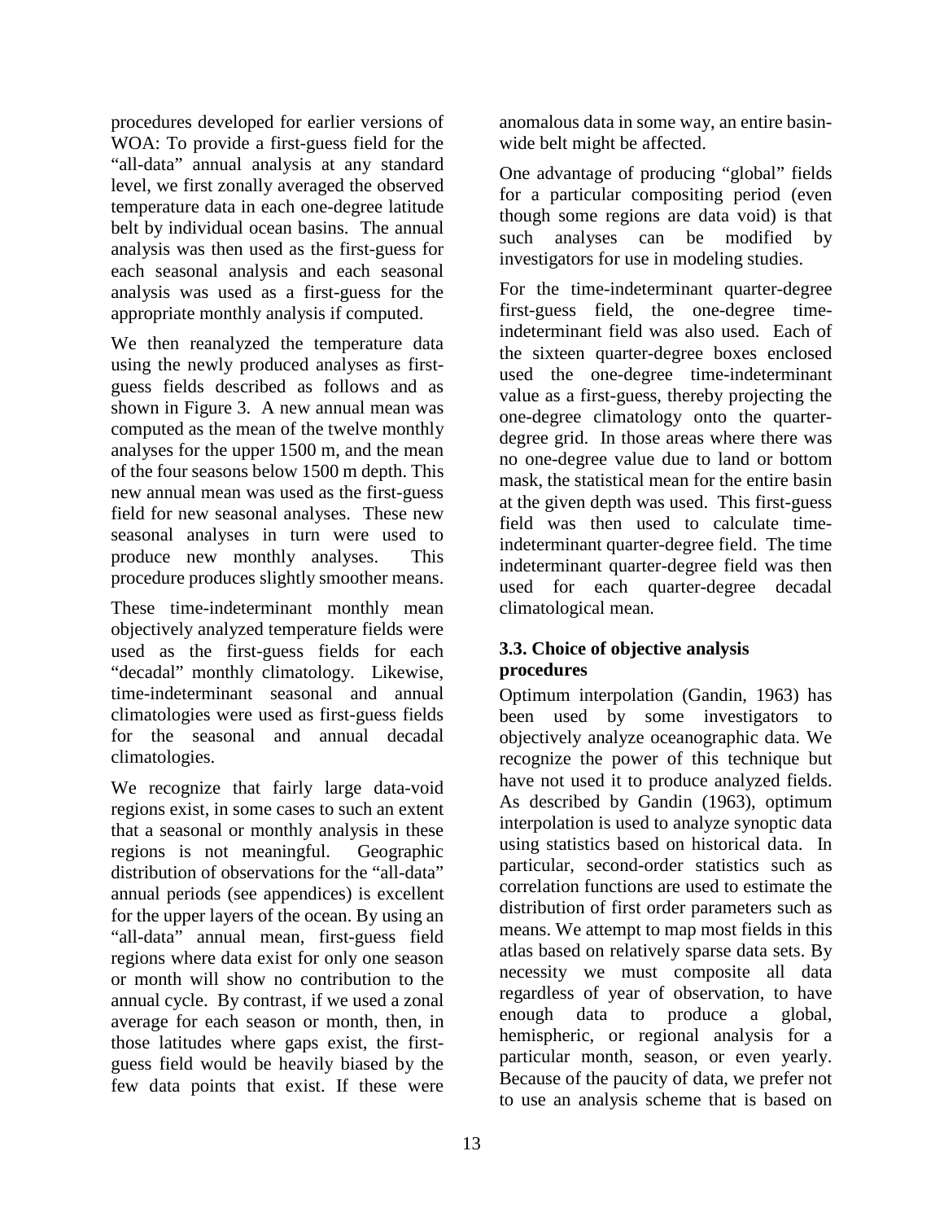procedures developed for earlier versions of WOA: To provide a first-guess field for the "all-data" annual analysis at any standard level, we first zonally averaged the observed temperature data in each one-degree latitude belt by individual ocean basins. The annual analysis was then used as the first-guess for each seasonal analysis and each seasonal analysis was used as a first-guess for the appropriate monthly analysis if computed.

We then reanalyzed the temperature data using the newly produced analyses as first-guess fields described as follows and as shown in Figure 3. A new annual mean was computed as the mean of the twelve monthly analyses for the upper 1500 m, and the mean of the four seasons below 1500 m depth. This new annual mean was used as the first-guess field for new seasonal analyses. These new seasonal analyses in turn were used to produce new monthly analyses. This procedure produces slightly smoother means.

These time-indeterminant monthly mean objectively analyzed temperature fields were used as the first-guess fields for each "decadal" monthly climatology. Likewise, time-indeterminant seasonal and annual climatologies were used as first-guess fields for the seasonal and annual decadal climatologies.

We recognize that fairly large data-void regions exist, in some cases to such an extent that a seasonal or monthly analysis in these regions is not meaningful. Geographic distribution of observations for the "all-data" annual periods (see appendices) is excellent for the upper layers of the ocean. By using an "all-data" annual mean, first-guess field regions where data exist for only one season or month will show no contribution to the annual cycle. By contrast, if we used a zonal average for each season or month, then, in those latitudes where gaps exist, the first-guess field would be heavily biased by the few data points that exist. If these were anomalous data in some way, an entire basin-wide belt might be affected.

One advantage of producing "global" fields for a particular compositing period (even though some regions are data void) is that such analyses can be modified by investigators for use in modeling studies.

For the time-indeterminant quarter-degree first-guess field, the one-degree time-indeterminant field was also used. Each of the sixteen quarter-degree boxes enclosed used the one-degree time-indeterminant value as a first-guess, thereby projecting the one-degree climatology onto the quarter-degree grid. In those areas where there was no one-degree value due to land or bottom mask, the statistical mean for the entire basin at the given depth was used. This first-guess field was then used to calculate time-indeterminant quarter-degree field. The time indeterminant quarter-degree field was then used for each quarter-degree decadal climatological mean.

### 3.3. Choice of objective analysis procedures

Optimum interpolation (Gandin, 1963) has been used by some investigators to objectively analyze oceanographic data. We recognize the power of this technique but have not used it to produce analyzed fields. As described by Gandin (1963), optimum interpolation is used to analyze synoptic data using statistics based on historical data. In particular, second-order statistics such as correlation functions are used to estimate the distribution of first order parameters such as means. We attempt to map most fields in this atlas based on relatively sparse data sets. By necessity we must composite all data regardless of year of observation, to have enough data to produce a global, hemispheric, or regional analysis for a particular month, season, or even yearly. Because of the paucity of data, we prefer not to use an analysis scheme that is based on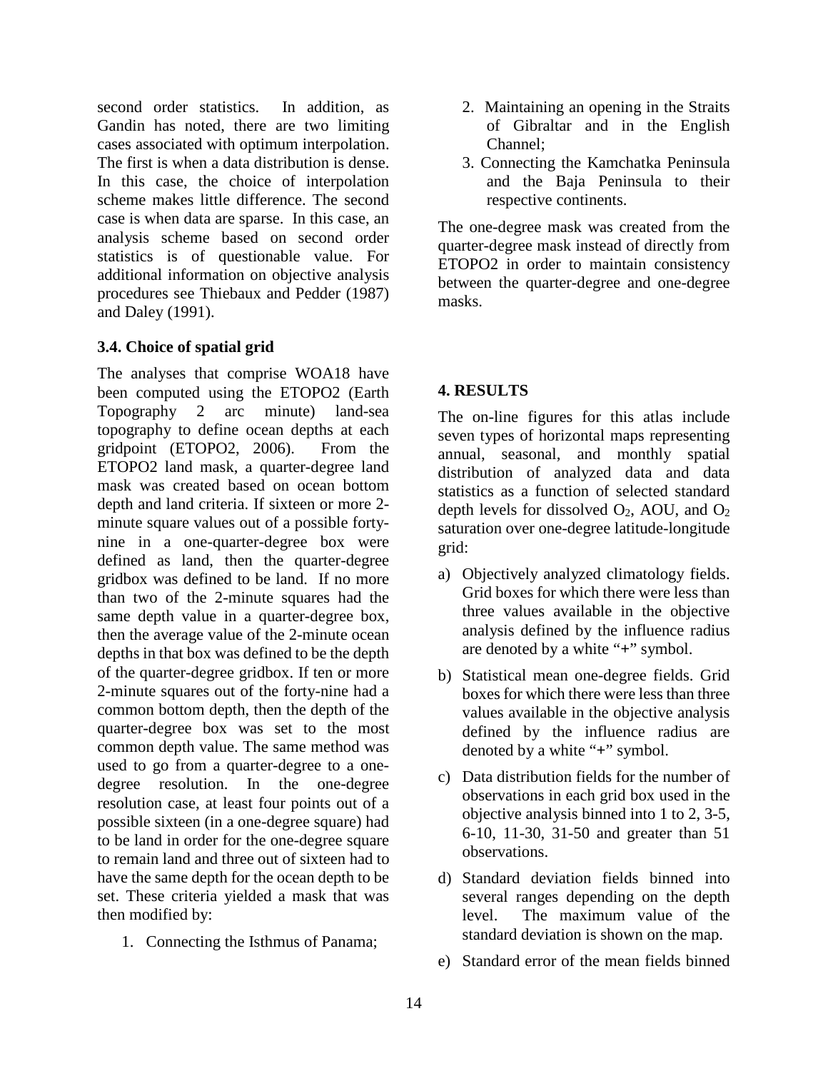second order statistics. In addition, as Gandin has noted, there are two limiting cases associated with optimum interpolation. The first is when a data distribution is dense. In this case, the choice of interpolation scheme makes little difference. The second case is when data are sparse. In this case, an analysis scheme based on second order statistics is of questionable value. For additional information on objective analysis procedures see Thiebaux and Pedder (1987) and Daley (1991).

### 3.4. Choice of spatial grid

The analyses that comprise WOA18 have been computed using the ETOPO2 (Earth Topography 2 arc minute) land-sea topography to define ocean depths at each gridpoint (ETOPO2, 2006). From the ETOPO2 land mask, a quarter-degree land mask was created based on ocean bottom depth and land criteria. If sixteen or more 2-minute square values out of a possible forty-nine in a one-quarter-degree box were defined as land, then the quarter-degree gridbox was defined to be land. If no more than two of the 2-minute squares had the same depth value in a quarter-degree box, then the average value of the 2-minute ocean depths in that box was defined to be the depth of the quarter-degree gridbox. If ten or more 2-minute squares out of the forty-nine had a common bottom depth, then the depth of the quarter-degree box was set to the most common depth value. The same method was used to go from a quarter-degree to a one-degree resolution. In the one-degree resolution case, at least four points out of a possible sixteen (in a one-degree square) had to be land in order for the one-degree square to remain land and three out of sixteen had to have the same depth for the ocean depth to be set. These criteria yielded a mask that was then modified by:

1. Connecting the Isthmus of Panama;
2. Maintaining an opening in the Straits of Gibraltar and in the English Channel;
3. Connecting the Kamchatka Peninsula and the Baja Peninsula to their respective continents.

The one-degree mask was created from the quarter-degree mask instead of directly from ETOPO2 in order to maintain consistency between the quarter-degree and one-degree masks.

## 4. RESULTS

The on-line figures for this atlas include seven types of horizontal maps representing annual, seasonal, and monthly spatial distribution of analyzed data and data statistics as a function of selected standard depth levels for dissolved $O_2$, AOU, and $O_2$ saturation over one-degree latitude-longitude grid:

a) Objectively analyzed climatology fields. Grid boxes for which there were less than three values available in the objective analysis defined by the influence radius are denoted by a white "+" symbol.

b) Statistical mean one-degree fields. Grid boxes for which there were less than three values available in the objective analysis defined by the influence radius are denoted by a white "+" symbol.

c) Data distribution fields for the number of observations in each grid box used in the objective analysis binned into 1 to 2, 3-5, 6-10, 11-30, 31-50 and greater than 51 observations.

d) Standard deviation fields binned into several ranges depending on the depth level. The maximum value of the standard deviation is shown on the map.

e) Standard error of the mean fields binned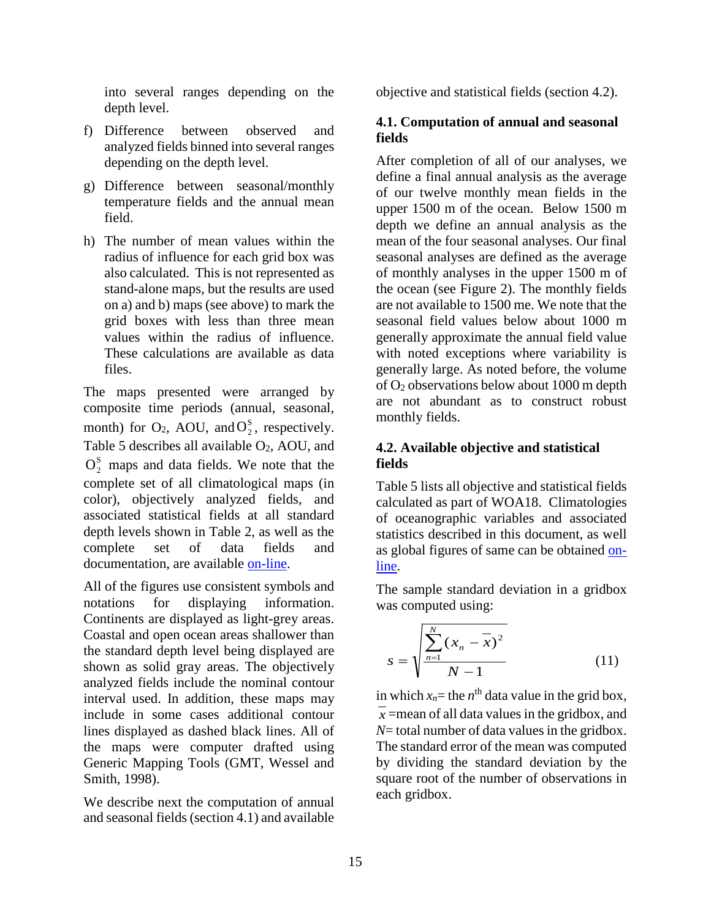into several ranges depending on the depth level.

f) Difference between observed and analyzed fields binned into several ranges depending on the depth level.

g) Difference between seasonal/monthly temperature fields and the annual mean field.

h) The number of mean values within the radius of influence for each grid box was also calculated. This is not represented as stand-alone maps, but the results are used on a) and b) maps (see above) to mark the grid boxes with less than three mean values within the radius of influence. These calculations are available as data files.

The maps presented were arranged by composite time periods (annual, seasonal, month) for $O_2$, AOU, and $O_2^S$, respectively. Table 5 describes all available $O_2$, AOU, and $O_2^S$ maps and data fields. We note that the complete set of all climatological maps (in color), objectively analyzed fields, and associated statistical fields at all standard depth levels shown in Table 2, as well as the complete set of data fields and documentation, are available on-line.

All of the figures use consistent symbols and notations for displaying information. Continents are displayed as light-grey areas. Coastal and open ocean areas shallower than the standard depth level being displayed are shown as solid gray areas. The objectively analyzed fields include the nominal contour interval used. In addition, these maps may include in some cases additional contour lines displayed as dashed black lines. All of the maps were computer drafted using Generic Mapping Tools (GMT, Wessel and Smith, 1998).

We describe next the computation of annual and seasonal fields (section 4.1) and available objective and statistical fields (section 4.2).

## 4.1. Computation of annual and seasonal fields

After completion of all of our analyses, we define a final annual analysis as the average of our twelve monthly mean fields in the upper 1500 m of the ocean. Below 1500 m depth we define an annual analysis as the mean of the four seasonal analyses. Our final seasonal analyses are defined as the average of monthly analyses in the upper 1500 m of the ocean (see Figure 2). The monthly fields are not available to 1500 me. We note that the seasonal field values below about 1000 m generally approximate the annual field value with noted exceptions where variability is generally large. As noted before, the volume of $O_2$ observations below about 1000 m depth are not abundant as to construct robust monthly fields.

## 4.2. Available objective and statistical fields

Table 5 lists all objective and statistical fields calculated as part of WOA18. Climatologies of oceanographic variables and associated statistics described in this document, as well as global figures of same can be obtained on-line.

The sample standard deviation in a gridbox was computed using:

$$s = \sqrt{\frac{\sum_{n=1}^{N}(x_n - \overline{x})^2}{N-1}} \qquad (11)$$

in which $x_n$= the $n^{\text{th}}$ data value in the grid box, $\overline{x}$ =mean of all data values in the gridbox, and $N$= total number of data values in the gridbox. The standard error of the mean was computed by dividing the standard deviation by the square root of the number of observations in each gridbox.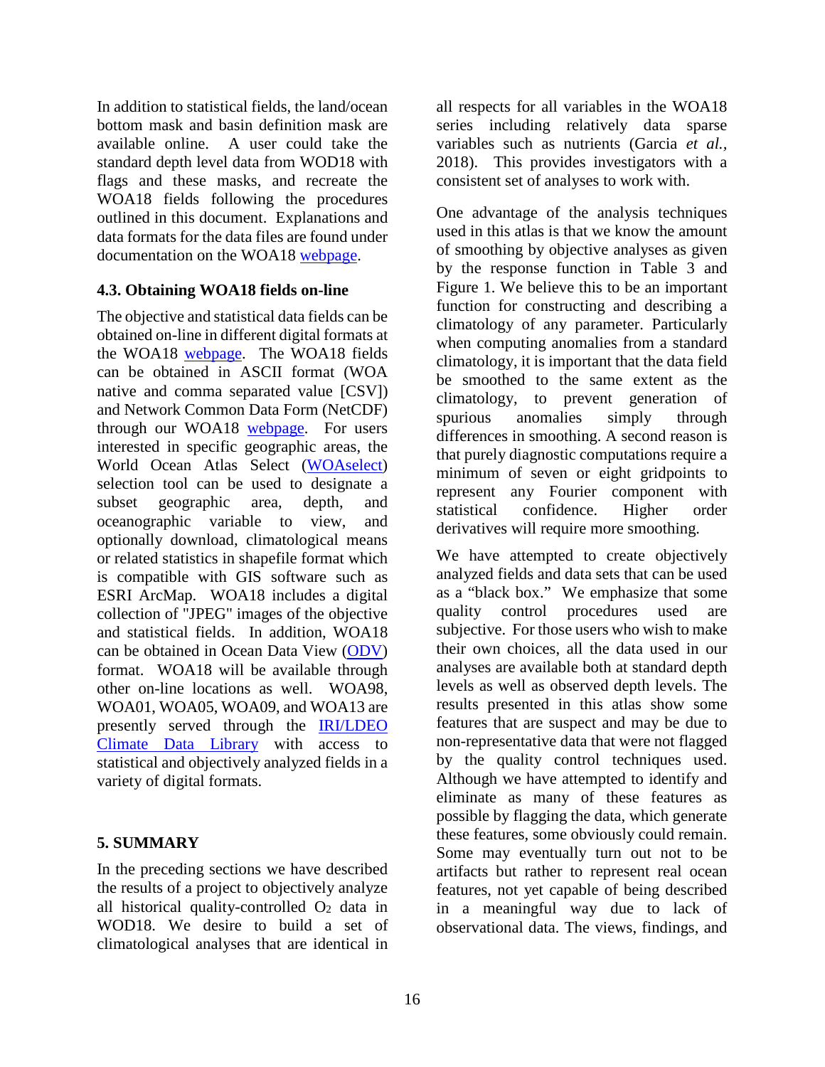In addition to statistical fields, the land/ocean bottom mask and basin definition mask are available online. A user could take the standard depth level data from WOD18 with flags and these masks, and recreate the WOA18 fields following the procedures outlined in this document. Explanations and data formats for the data files are found under documentation on the WOA18 webpage.

### 4.3. Obtaining WOA18 fields on-line

The objective and statistical data fields can be obtained on-line in different digital formats at the WOA18 webpage. The WOA18 fields can be obtained in ASCII format (WOA native and comma separated value [CSV]) and Network Common Data Form (NetCDF) through our WOA18 webpage. For users interested in specific geographic areas, the World Ocean Atlas Select (WOAselect) selection tool can be used to designate a subset geographic area, depth, and oceanographic variable to view, and optionally download, climatological means or related statistics in shapefile format which is compatible with GIS software such as ESRI ArcMap. WOA18 includes a digital collection of "JPEG" images of the objective and statistical fields. In addition, WOA18 can be obtained in Ocean Data View (ODV) format. WOA18 will be available through other on-line locations as well. WOA98, WOA01, WOA05, WOA09, and WOA13 are presently served through the IRI/LDEO Climate Data Library with access to statistical and objectively analyzed fields in a variety of digital formats.

## 5. SUMMARY

In the preceding sections we have described the results of a project to objectively analyze all historical quality-controlled $O_2$ data in WOD18. We desire to build a set of climatological analyses that are identical in all respects for all variables in the WOA18 series including relatively data sparse variables such as nutrients (Garcia *et al.*, 2018). This provides investigators with a consistent set of analyses to work with.

One advantage of the analysis techniques used in this atlas is that we know the amount of smoothing by objective analyses as given by the response function in Table 3 and Figure 1. We believe this to be an important function for constructing and describing a climatology of any parameter. Particularly when computing anomalies from a standard climatology, it is important that the data field be smoothed to the same extent as the climatology, to prevent generation of spurious anomalies simply through differences in smoothing. A second reason is that purely diagnostic computations require a minimum of seven or eight gridpoints to represent any Fourier component with statistical confidence. Higher order derivatives will require more smoothing.

We have attempted to create objectively analyzed fields and data sets that can be used as a "black box." We emphasize that some quality control procedures used are subjective. For those users who wish to make their own choices, all the data used in our analyses are available both at standard depth levels as well as observed depth levels. The results presented in this atlas show some features that are suspect and may be due to non-representative data that were not flagged by the quality control techniques used. Although we have attempted to identify and eliminate as many of these features as possible by flagging the data, which generate these features, some obviously could remain. Some may eventually turn out not to be artifacts but rather to represent real ocean features, not yet capable of being described in a meaningful way due to lack of observational data. The views, findings, and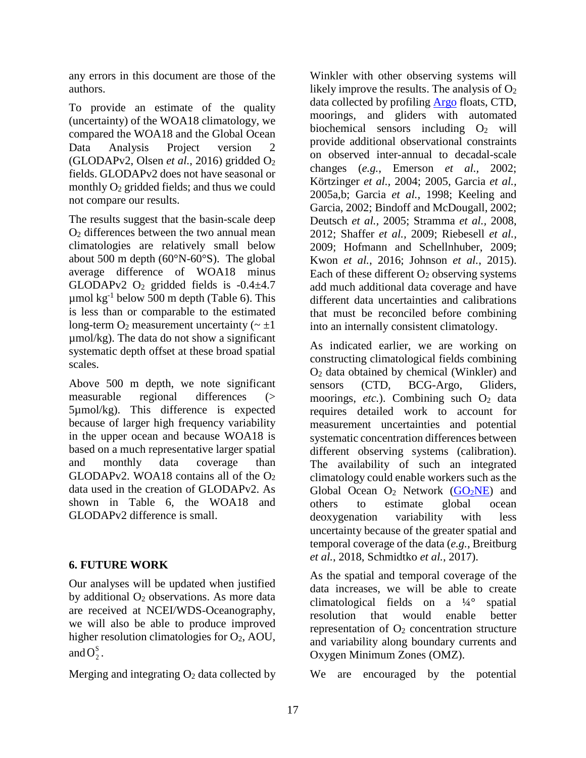any errors in this document are those of the authors.

To provide an estimate of the quality (uncertainty) of the WOA18 climatology, we compared the WOA18 and the Global Ocean Data Analysis Project version 2 (GLODAPv2, Olsen *et al.*, 2016) gridded $O_2$ fields. GLODAPv2 does not have seasonal or monthly $O_2$ gridded fields; and thus we could not compare our results.

The results suggest that the basin-scale deep $O_2$ differences between the two annual mean climatologies are relatively small below about 500 m depth (60°N-60°S). The global average difference of WOA18 minus GLODAPv2 $O_2$ gridded fields is -0.4±4.7 µmol kg$^{-1}$ below 500 m depth (Table 6). This is less than or comparable to the estimated long-term $O_2$ measurement uncertainty (~ ±1 µmol/kg). The data do not show a significant systematic depth offset at these broad spatial scales.

Above 500 m depth, we note significant measurable regional differences (> 5µmol/kg). This difference is expected because of larger high frequency variability in the upper ocean and because WOA18 is based on a much representative larger spatial and monthly data coverage than GLODAPv2. WOA18 contains all of the $O_2$ data used in the creation of GLODAPv2. As shown in Table 6, the WOA18 and GLODAPv2 difference is small.

## 6. FUTURE WORK

Our analyses will be updated when justified by additional $O_2$ observations. As more data are received at NCEI/WDS-Oceanography, we will also be able to produce improved higher resolution climatologies for $O_2$, AOU, and $O_2^S$.

Merging and integrating $O_2$ data collected by Winkler with other observing systems will likely improve the results. The analysis of $O_2$ data collected by profiling Argo floats, CTD, moorings, and gliders with automated biochemical sensors including $O_2$ will provide additional observational constraints on observed inter-annual to decadal-scale changes (*e.g.*, Emerson *et al.*, 2002; Körtzinger *et al.*, 2004; 2005, Garcia *et al.*, 2005a,b; Garcia *et al.*, 1998; Keeling and Garcia, 2002; Bindoff and McDougall, 2002; Deutsch *et al.*, 2005; Stramma *et al.*, 2008, 2012; Shaffer *et al.*, 2009; Riebesell *et al.*, 2009; Hofmann and Schellnhuber, 2009; Kwon *et al.*, 2016; Johnson *et al.*, 2015). Each of these different $O_2$ observing systems add much additional data coverage and have different data uncertainties and calibrations that must be reconciled before combining into an internally consistent climatology.

As indicated earlier, we are working on constructing climatological fields combining $O_2$ data obtained by chemical (Winkler) and sensors (CTD, BCG-Argo, Gliders, moorings, *etc.*). Combining such $O_2$ data requires detailed work to account for measurement uncertainties and potential systematic concentration differences between different observing systems (calibration). The availability of such an integrated climatology could enable workers such as the Global Ocean $O_2$ Network (GO$_2$NE) and others to estimate global ocean deoxygenation variability with less uncertainty because of the greater spatial and temporal coverage of the data (*e.g.*, Breitburg *et al.*, 2018, Schmidtko *et al.*, 2017).

As the spatial and temporal coverage of the data increases, we will be able to create climatological fields on a ¼° spatial resolution that would enable better representation of $O_2$ concentration structure and variability along boundary currents and Oxygen Minimum Zones (OMZ).

We are encouraged by the potential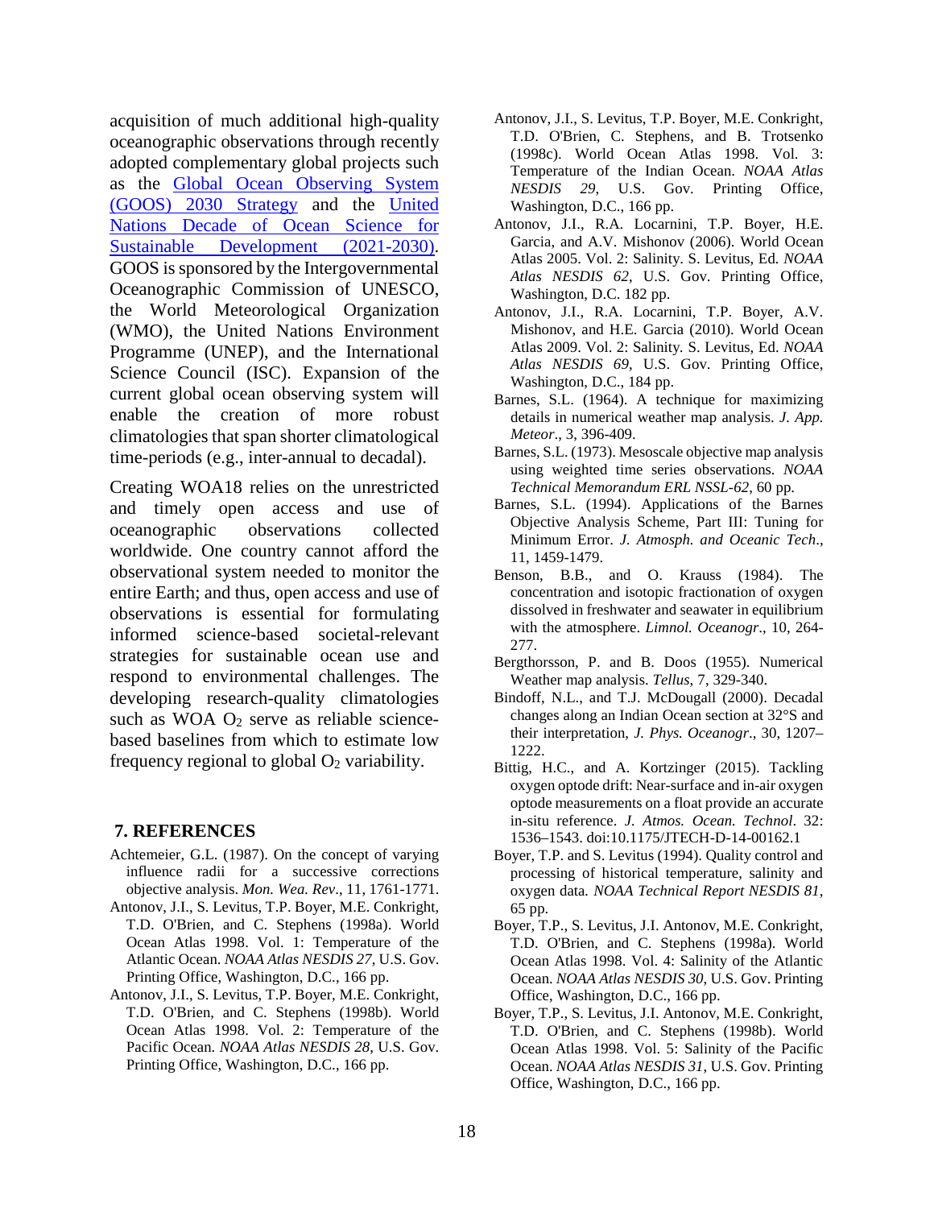acquisition of much additional high-quality oceanographic observations through recently adopted complementary global projects such as the [Global Ocean Observing System (GOOS) 2030 Strategy] and the [United Nations Decade of Ocean Science for Sustainable Development (2021-2030)]. GOOS is sponsored by the Intergovernmental Oceanographic Commission of UNESCO, the World Meteorological Organization (WMO), the United Nations Environment Programme (UNEP), and the International Science Council (ISC). Expansion of the current global ocean observing system will enable the creation of more robust climatologies that span shorter climatological time-periods (e.g., inter-annual to decadal).

Creating WOA18 relies on the unrestricted and timely open access and use of oceanographic observations collected worldwide. One country cannot afford the observational system needed to monitor the entire Earth; and thus, open access and use of observations is essential for formulating informed science-based societal-relevant strategies for sustainable ocean use and respond to environmental challenges. The developing research-quality climatologies such as WOA $O_2$ serve as reliable science-based baselines from which to estimate low frequency regional to global $O_2$ variability.

## 7. REFERENCES

Achtemeier, G.L. (1987). On the concept of varying influence radii for a successive corrections objective analysis. *Mon. Wea. Rev*., 11, 1761-1771.

Antonov, J.I., S. Levitus, T.P. Boyer, M.E. Conkright, T.D. O'Brien, and C. Stephens (1998a). World Ocean Atlas 1998. Vol. 1: Temperature of the Atlantic Ocean. *NOAA Atlas NESDIS 27*, U.S. Gov. Printing Office, Washington, D.C., 166 pp.

Antonov, J.I., S. Levitus, T.P. Boyer, M.E. Conkright, T.D. O'Brien, and C. Stephens (1998b). World Ocean Atlas 1998. Vol. 2: Temperature of the Pacific Ocean. *NOAA Atlas NESDIS 28*, U.S. Gov. Printing Office, Washington, D.C., 166 pp.

Antonov, J.I., S. Levitus, T.P. Boyer, M.E. Conkright, T.D. O'Brien, C. Stephens, and B. Trotsenko (1998c). World Ocean Atlas 1998. Vol. 3: Temperature of the Indian Ocean. *NOAA Atlas NESDIS 29*, U.S. Gov. Printing Office, Washington, D.C., 166 pp.

Antonov, J.I., R.A. Locarnini, T.P. Boyer, H.E. Garcia, and A.V. Mishonov (2006). World Ocean Atlas 2005. Vol. 2: Salinity. S. Levitus, Ed. *NOAA Atlas NESDIS 62*, U.S. Gov. Printing Office, Washington, D.C. 182 pp.

Antonov, J.I., R.A. Locarnini, T.P. Boyer, A.V. Mishonov, and H.E. Garcia (2010). World Ocean Atlas 2009. Vol. 2: Salinity. S. Levitus, Ed. *NOAA Atlas NESDIS 69*, U.S. Gov. Printing Office, Washington, D.C., 184 pp.

Barnes, S.L. (1964). A technique for maximizing details in numerical weather map analysis. *J. App. Meteor*., 3, 396-409.

Barnes, S.L. (1973). Mesoscale objective map analysis using weighted time series observations. *NOAA Technical Memorandum ERL NSSL-62*, 60 pp.

Barnes, S.L. (1994). Applications of the Barnes Objective Analysis Scheme, Part III: Tuning for Minimum Error. *J. Atmosph. and Oceanic Tech*., 11, 1459-1479.

Benson, B.B., and O. Krauss (1984). The concentration and isotopic fractionation of oxygen dissolved in freshwater and seawater in equilibrium with the atmosphere. *Limnol. Oceanogr*., 10, 264-277.

Bergthorsson, P. and B. Doos (1955). Numerical Weather map analysis. *Tellus*, 7, 329-340.

Bindoff, N.L., and T.J. McDougall (2000). Decadal changes along an Indian Ocean section at 32°S and their interpretation, *J. Phys. Oceanogr*., 30, 1207–1222.

Bittig, H.C., and A. Kortzinger (2015). Tackling oxygen optode drift: Near-surface and in-air oxygen optode measurements on a float provide an accurate in-situ reference. *J. Atmos. Ocean. Technol*. 32: 1536–1543. doi:10.1175/JTECH-D-14-00162.1

Boyer, T.P. and S. Levitus (1994). Quality control and processing of historical temperature, salinity and oxygen data. *NOAA Technical Report NESDIS 81*, 65 pp.

Boyer, T.P., S. Levitus, J.I. Antonov, M.E. Conkright, T.D. O'Brien, and C. Stephens (1998a). World Ocean Atlas 1998. Vol. 4: Salinity of the Atlantic Ocean. *NOAA Atlas NESDIS 30*, U.S. Gov. Printing Office, Washington, D.C., 166 pp.

Boyer, T.P., S. Levitus, J.I. Antonov, M.E. Conkright, T.D. O'Brien, and C. Stephens (1998b). World Ocean Atlas 1998. Vol. 5: Salinity of the Pacific Ocean. *NOAA Atlas NESDIS 31*, U.S. Gov. Printing Office, Washington, D.C., 166 pp.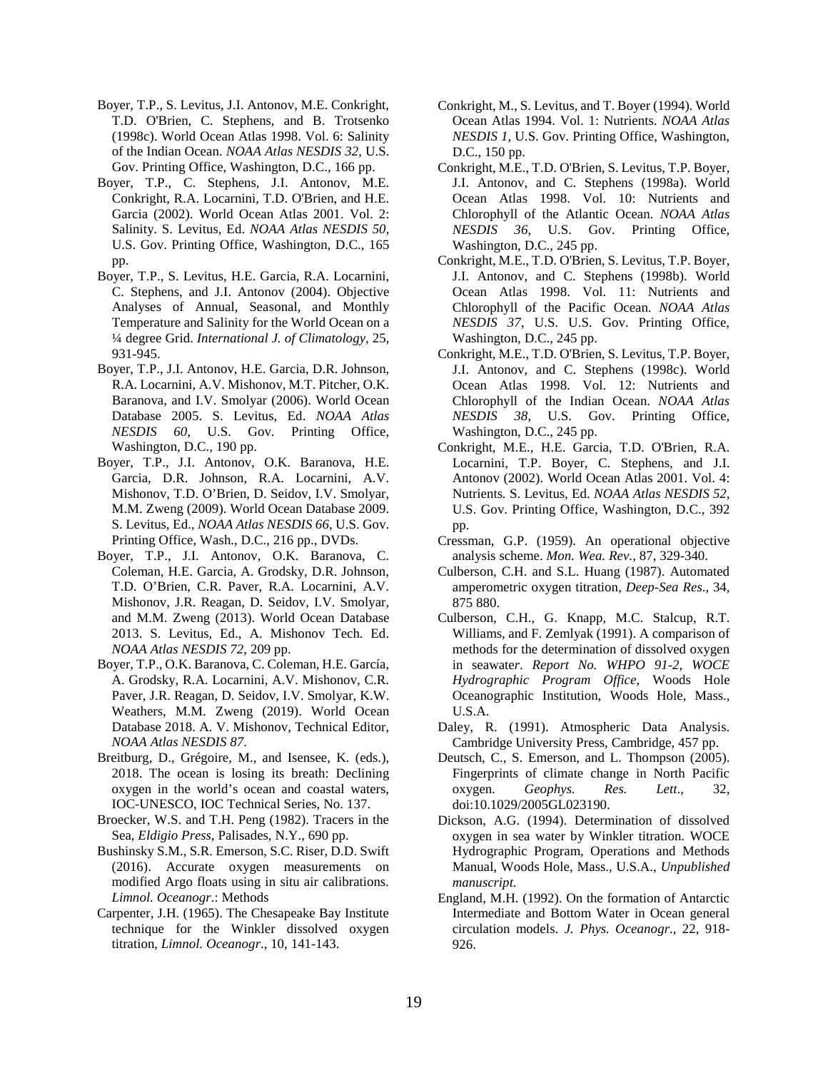Boyer, T.P., S. Levitus, J.I. Antonov, M.E. Conkright, T.D. O'Brien, C. Stephens, and B. Trotsenko (1998c). World Ocean Atlas 1998. Vol. 6: Salinity of the Indian Ocean. *NOAA Atlas NESDIS 32*, U.S. Gov. Printing Office, Washington, D.C., 166 pp.

Boyer, T.P., C. Stephens, J.I. Antonov, M.E. Conkright, R.A. Locarnini, T.D. O'Brien, and H.E. Garcia (2002). World Ocean Atlas 2001. Vol. 2: Salinity. S. Levitus, Ed. *NOAA Atlas NESDIS 50*, U.S. Gov. Printing Office, Washington, D.C., 165 pp.

Boyer, T.P., S. Levitus, H.E. Garcia, R.A. Locarnini, C. Stephens, and J.I. Antonov (2004). Objective Analyses of Annual, Seasonal, and Monthly Temperature and Salinity for the World Ocean on a ¼ degree Grid. *International J. of Climatology*, 25, 931-945.

Boyer, T.P., J.I. Antonov, H.E. Garcia, D.R. Johnson, R.A. Locarnini, A.V. Mishonov, M.T. Pitcher, O.K. Baranova, and I.V. Smolyar (2006). World Ocean Database 2005. S. Levitus, Ed. *NOAA Atlas NESDIS 60*, U.S. Gov. Printing Office, Washington, D.C., 190 pp.

Boyer, T.P., J.I. Antonov, O.K. Baranova, H.E. Garcia, D.R. Johnson, R.A. Locarnini, A.V. Mishonov, T.D. O'Brien, D. Seidov, I.V. Smolyar, M.M. Zweng (2009). World Ocean Database 2009. S. Levitus, Ed., *NOAA Atlas NESDIS 66*, U.S. Gov. Printing Office, Wash., D.C., 216 pp., DVDs.

Boyer, T.P., J.I. Antonov, O.K. Baranova, C. Coleman, H.E. Garcia, A. Grodsky, D.R. Johnson, T.D. O'Brien, C.R. Paver, R.A. Locarnini, A.V. Mishonov, J.R. Reagan, D. Seidov, I.V. Smolyar, and M.M. Zweng (2013). World Ocean Database 2013. S. Levitus, Ed., A. Mishonov Tech. Ed. *NOAA Atlas NESDIS 72*, 209 pp.

Boyer, T.P., O.K. Baranova, C. Coleman, H.E. García, A. Grodsky, R.A. Locarnini, A.V. Mishonov, C.R. Paver, J.R. Reagan, D. Seidov, I.V. Smolyar, K.W. Weathers, M.M. Zweng (2019). World Ocean Database 2018. A. V. Mishonov, Technical Editor, *NOAA Atlas NESDIS 87*.

Breitburg, D., Grégoire, M., and Isensee, K. (eds.), 2018. The ocean is losing its breath: Declining oxygen in the world's ocean and coastal waters, IOC-UNESCO, IOC Technical Series, No. 137.

Broecker, W.S. and T.H. Peng (1982). Tracers in the Sea, *Eldigio Press*, Palisades, N.Y., 690 pp.

Bushinsky S.M., S.R. Emerson, S.C. Riser, D.D. Swift (2016). Accurate oxygen measurements on modified Argo floats using in situ air calibrations. *Limnol. Oceanogr.*: Methods

Carpenter, J.H. (1965). The Chesapeake Bay Institute technique for the Winkler dissolved oxygen titration, *Limnol. Oceanogr.*, 10, 141-143.

Conkright, M., S. Levitus, and T. Boyer (1994). World Ocean Atlas 1994. Vol. 1: Nutrients. *NOAA Atlas NESDIS 1*, U.S. Gov. Printing Office, Washington, D.C., 150 pp.

Conkright, M.E., T.D. O'Brien, S. Levitus, T.P. Boyer, J.I. Antonov, and C. Stephens (1998a). World Ocean Atlas 1998. Vol. 10: Nutrients and Chlorophyll of the Atlantic Ocean. *NOAA Atlas NESDIS 36*, U.S. Gov. Printing Office, Washington, D.C., 245 pp.

Conkright, M.E., T.D. O'Brien, S. Levitus, T.P. Boyer, J.I. Antonov, and C. Stephens (1998b). World Ocean Atlas 1998. Vol. 11: Nutrients and Chlorophyll of the Pacific Ocean. *NOAA Atlas NESDIS 37*, U.S. U.S. Gov. Printing Office, Washington, D.C., 245 pp.

Conkright, M.E., T.D. O'Brien, S. Levitus, T.P. Boyer, J.I. Antonov, and C. Stephens (1998c). World Ocean Atlas 1998. Vol. 12: Nutrients and Chlorophyll of the Indian Ocean. *NOAA Atlas NESDIS 38*, U.S. Gov. Printing Office, Washington, D.C., 245 pp.

Conkright, M.E., H.E. Garcia, T.D. O'Brien, R.A. Locarnini, T.P. Boyer, C. Stephens, and J.I. Antonov (2002). World Ocean Atlas 2001. Vol. 4: Nutrients. S. Levitus, Ed. *NOAA Atlas NESDIS 52*, U.S. Gov. Printing Office, Washington, D.C., 392 pp.

Cressman, G.P. (1959). An operational objective analysis scheme. *Mon. Wea. Rev.*, 87, 329-340.

Culberson, C.H. and S.L. Huang (1987). Automated amperometric oxygen titration, *Deep-Sea Res*., 34, 875 880.

Culberson, C.H., G. Knapp, M.C. Stalcup, R.T. Williams, and F. Zemlyak (1991). A comparison of methods for the determination of dissolved oxygen in seawater. *Report No. WHPO 91-2, WOCE Hydrographic Program Office*, Woods Hole Oceanographic Institution, Woods Hole, Mass., U.S.A.

Daley, R. (1991). Atmospheric Data Analysis. Cambridge University Press, Cambridge, 457 pp.

Deutsch, C., S. Emerson, and L. Thompson (2005). Fingerprints of climate change in North Pacific oxygen. *Geophys. Res. Lett*., 32, doi:10.1029/2005GL023190.

Dickson, A.G. (1994). Determination of dissolved oxygen in sea water by Winkler titration. WOCE Hydrographic Program, Operations and Methods Manual, Woods Hole, Mass., U.S.A., *Unpublished manuscript.*

England, M.H. (1992). On the formation of Antarctic Intermediate and Bottom Water in Ocean general circulation models. *J. Phys. Oceanogr*., 22, 918-926.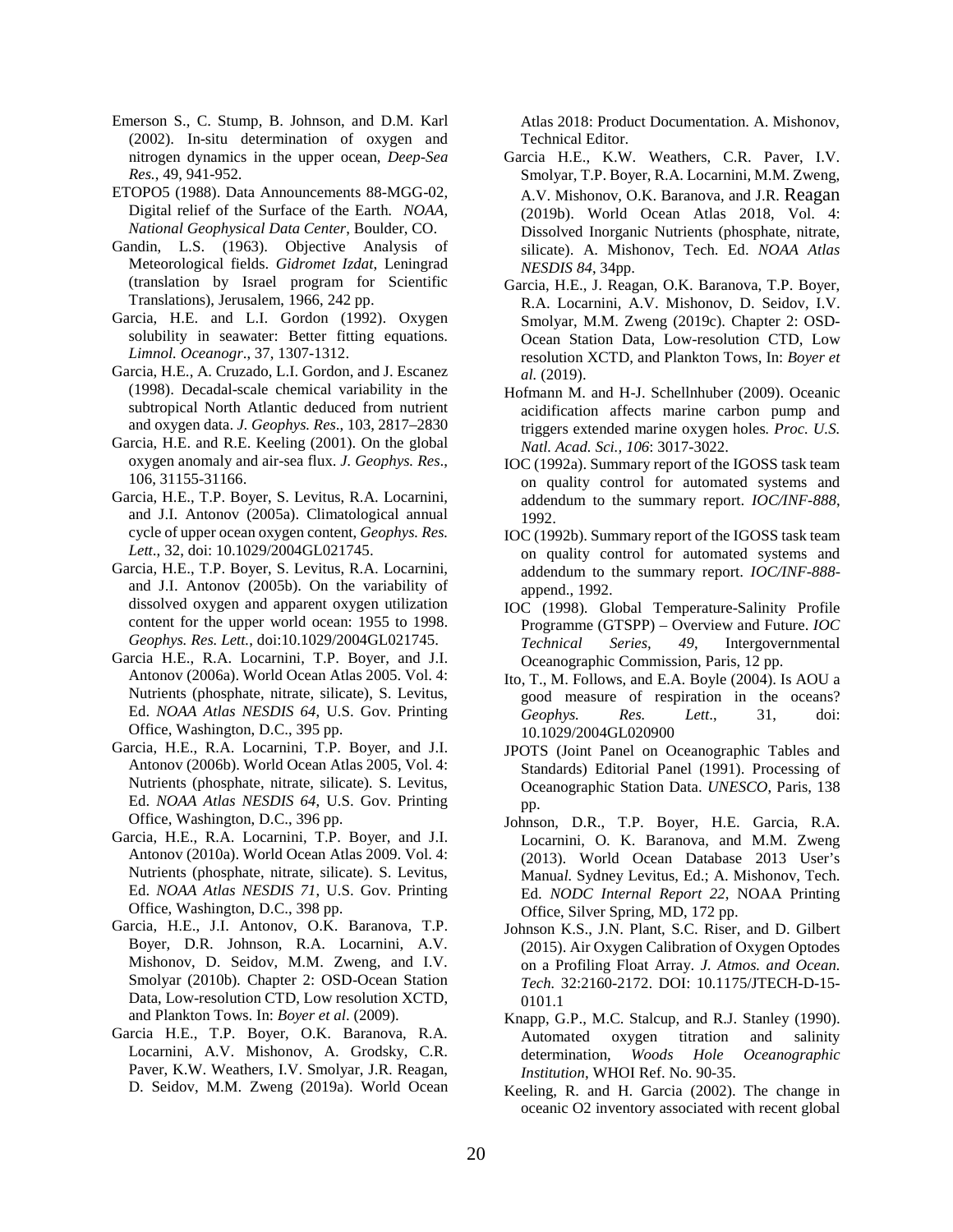Emerson S., C. Stump, B. Johnson, and D.M. Karl (2002). In-situ determination of oxygen and nitrogen dynamics in the upper ocean, *Deep-Sea Res.*, 49, 941-952.

ETOPO5 (1988). Data Announcements 88-MGG-02, Digital relief of the Surface of the Earth. *NOAA, National Geophysical Data Center*, Boulder, CO.

Gandin, L.S. (1963). Objective Analysis of Meteorological fields. *Gidromet Izdat*, Leningrad (translation by Israel program for Scientific Translations), Jerusalem, 1966, 242 pp.

Garcia, H.E. and L.I. Gordon (1992). Oxygen solubility in seawater: Better fitting equations. *Limnol. Oceanogr*., 37, 1307-1312.

Garcia, H.E., A. Cruzado, L.I. Gordon, and J. Escanez (1998). Decadal-scale chemical variability in the subtropical North Atlantic deduced from nutrient and oxygen data. *J. Geophys. Res*., 103, 2817–2830

Garcia, H.E. and R.E. Keeling (2001). On the global oxygen anomaly and air-sea flux. *J. Geophys. Res*., 106, 31155-31166.

Garcia, H.E., T.P. Boyer, S. Levitus, R.A. Locarnini, and J.I. Antonov (2005a). Climatological annual cycle of upper ocean oxygen content, *Geophys. Res. Lett*., 32, doi: 10.1029/2004GL021745.

Garcia, H.E., T.P. Boyer, S. Levitus, R.A. Locarnini, and J.I. Antonov (2005b). On the variability of dissolved oxygen and apparent oxygen utilization content for the upper world ocean: 1955 to 1998. *Geophys. Res. Lett.*, doi:10.1029/2004GL021745.

Garcia H.E., R.A. Locarnini, T.P. Boyer, and J.I. Antonov (2006a). World Ocean Atlas 2005. Vol. 4: Nutrients (phosphate, nitrate, silicate), S. Levitus, Ed. *NOAA Atlas NESDIS 64*, U.S. Gov. Printing Office, Washington, D.C., 395 pp.

Garcia, H.E., R.A. Locarnini, T.P. Boyer, and J.I. Antonov (2006b). World Ocean Atlas 2005, Vol. 4: Nutrients (phosphate, nitrate, silicate). S. Levitus, Ed. *NOAA Atlas NESDIS 64*, U.S. Gov. Printing Office, Washington, D.C., 396 pp.

Garcia, H.E., R.A. Locarnini, T.P. Boyer, and J.I. Antonov (2010a). World Ocean Atlas 2009. Vol. 4: Nutrients (phosphate, nitrate, silicate). S. Levitus, Ed. *NOAA Atlas NESDIS 71*, U.S. Gov. Printing Office, Washington, D.C., 398 pp.

Garcia, H.E., J.I. Antonov, O.K. Baranova, T.P. Boyer, D.R. Johnson, R.A. Locarnini, A.V. Mishonov, D. Seidov, M.M. Zweng, and I.V. Smolyar (2010b). Chapter 2: OSD-Ocean Station Data, Low-resolution CTD, Low resolution XCTD, and Plankton Tows. In: *Boyer et al*. (2009).

Garcia H.E., T.P. Boyer, O.K. Baranova, R.A. Locarnini, A.V. Mishonov, A. Grodsky, C.R. Paver, K.W. Weathers, I.V. Smolyar, J.R. Reagan, D. Seidov, M.M. Zweng (2019a). World Ocean Atlas 2018: Product Documentation. A. Mishonov, Technical Editor.

Garcia H.E., K.W. Weathers, C.R. Paver, I.V. Smolyar, T.P. Boyer, R.A. Locarnini, M.M. Zweng, A.V. Mishonov, O.K. Baranova, and J.R. Reagan (2019b). World Ocean Atlas 2018, Vol. 4: Dissolved Inorganic Nutrients (phosphate, nitrate, silicate). A. Mishonov, Tech. Ed. *NOAA Atlas NESDIS 84*, 34pp.

Garcia, H.E., J. Reagan, O.K. Baranova, T.P. Boyer, R.A. Locarnini, A.V. Mishonov, D. Seidov, I.V. Smolyar, M.M. Zweng (2019c). Chapter 2: OSD-Ocean Station Data, Low-resolution CTD, Low resolution XCTD, and Plankton Tows, In: *Boyer et al.* (2019).

Hofmann M. and H-J. Schellnhuber (2009). Oceanic acidification affects marine carbon pump and triggers extended marine oxygen holes*. Proc. U.S. Natl. Acad. Sci., 106*: 3017-3022.

IOC (1992a). Summary report of the IGOSS task team on quality control for automated systems and addendum to the summary report. *IOC/INF-888*, 1992.

IOC (1992b). Summary report of the IGOSS task team on quality control for automated systems and addendum to the summary report. *IOC/INF-888*-append., 1992.

IOC (1998). Global Temperature-Salinity Profile Programme (GTSPP) – Overview and Future. *IOC Technical Series, 49*, Intergovernmental Oceanographic Commission, Paris, 12 pp.

Ito, T., M. Follows, and E.A. Boyle (2004). Is AOU a good measure of respiration in the oceans? *Geophys. Res. Lett*., 31, doi: 10.1029/2004GL020900

JPOTS (Joint Panel on Oceanographic Tables and Standards) Editorial Panel (1991). Processing of Oceanographic Station Data. *UNESCO*, Paris, 138 pp.

Johnson, D.R., T.P. Boyer, H.E. Garcia, R.A. Locarnini, O. K. Baranova, and M.M. Zweng (2013). World Ocean Database 2013 User's Manual. Sydney Levitus, Ed.; A. Mishonov, Tech. Ed. *NODC Internal Report 22*, NOAA Printing Office, Silver Spring, MD, 172 pp.

Johnson K.S., J.N. Plant, S.C. Riser, and D. Gilbert (2015). Air Oxygen Calibration of Oxygen Optodes on a Profiling Float Array. *J. Atmos. and Ocean. Tech.* 32:2160-2172. DOI: 10.1175/JTECH-D-15-0101.1

Knapp, G.P., M.C. Stalcup, and R.J. Stanley (1990). Automated oxygen titration and salinity determination, *Woods Hole Oceanographic Institution*, WHOI Ref. No. 90-35.

Keeling, R. and H. Garcia (2002). The change in oceanic O2 inventory associated with recent global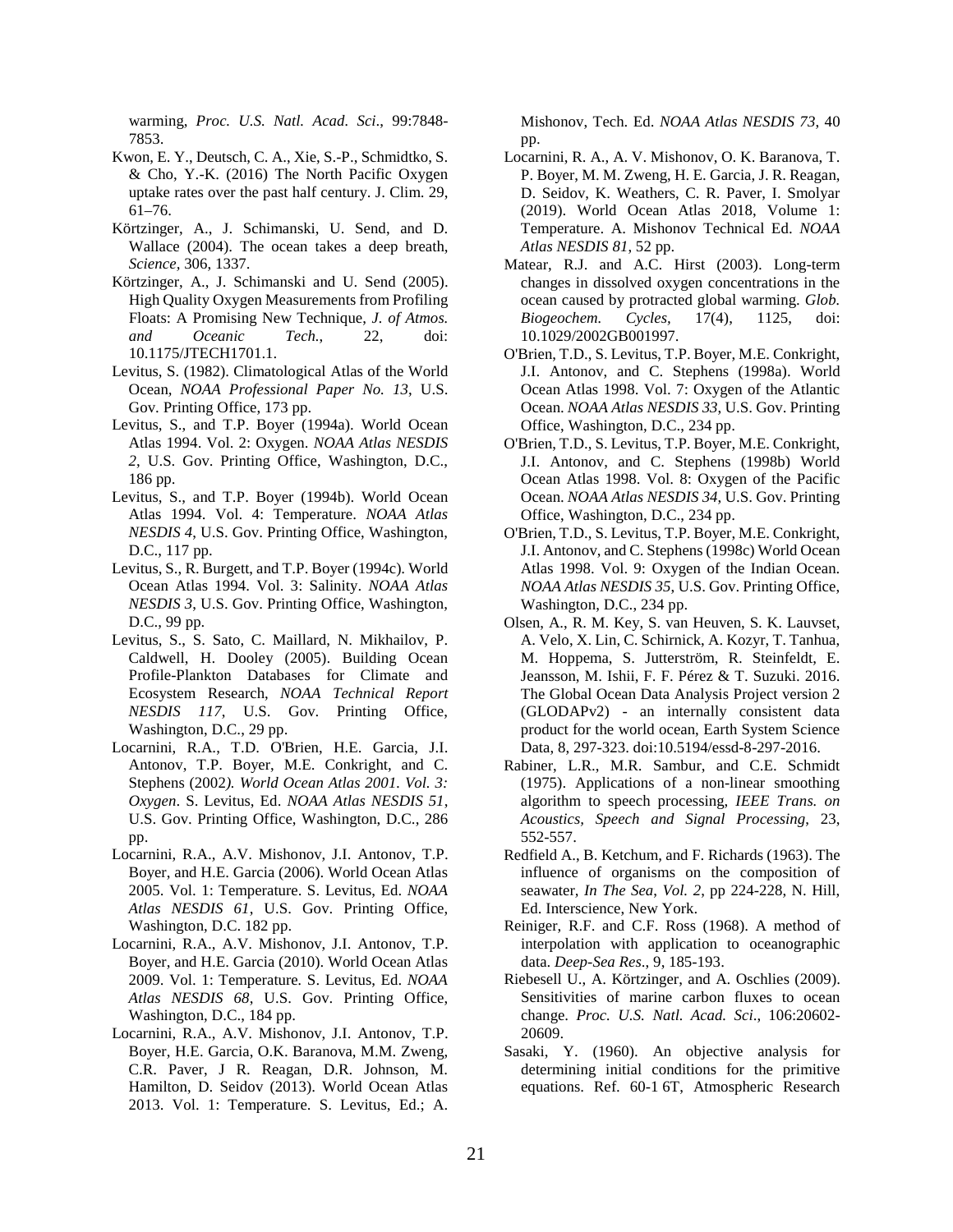warming, *Proc. U.S. Natl. Acad. Sci*., 99:7848-7853.

Kwon, E. Y., Deutsch, C. A., Xie, S.-P., Schmidtko, S. & Cho, Y.-K. (2016) The North Pacific Oxygen uptake rates over the past half century. J. Clim. 29, 61–76.

Körtzinger, A., J. Schimanski, U. Send, and D. Wallace (2004). The ocean takes a deep breath, *Science,* 306, 1337.

Körtzinger, A., J. Schimanski and U. Send (2005). High Quality Oxygen Measurements from Profiling Floats: A Promising New Technique, *J. of Atmos. and Oceanic Tech.*, 22, doi: 10.1175/JTECH1701.1.

Levitus, S. (1982). Climatological Atlas of the World Ocean, *NOAA Professional Paper No. 13*, U.S. Gov. Printing Office, 173 pp.

Levitus, S., and T.P. Boyer (1994a). World Ocean Atlas 1994. Vol. 2: Oxygen. *NOAA Atlas NESDIS 2*, U.S. Gov. Printing Office, Washington, D.C., 186 pp.

Levitus, S., and T.P. Boyer (1994b). World Ocean Atlas 1994. Vol. 4: Temperature. *NOAA Atlas NESDIS 4*, U.S. Gov. Printing Office, Washington, D.C., 117 pp.

Levitus, S., R. Burgett, and T.P. Boyer (1994c). World Ocean Atlas 1994. Vol. 3: Salinity. *NOAA Atlas NESDIS 3*, U.S. Gov. Printing Office, Washington, D.C., 99 pp.

Levitus, S., S. Sato, C. Maillard, N. Mikhailov, P. Caldwell, H. Dooley (2005). Building Ocean Profile-Plankton Databases for Climate and Ecosystem Research, *NOAA Technical Report NESDIS 117*, U.S. Gov. Printing Office, Washington, D.C., 29 pp.

Locarnini, R.A., T.D. O'Brien, H.E. Garcia, J.I. Antonov, T.P. Boyer, M.E. Conkright, and C. Stephens (2002*). World Ocean Atlas 2001. Vol. 3: Oxygen*. S. Levitus, Ed. *NOAA Atlas NESDIS 51*, U.S. Gov. Printing Office, Washington, D.C., 286 pp.

Locarnini, R.A., A.V. Mishonov, J.I. Antonov, T.P. Boyer, and H.E. Garcia (2006). World Ocean Atlas 2005. Vol. 1: Temperature. S. Levitus, Ed. *NOAA Atlas NESDIS 61*, U.S. Gov. Printing Office, Washington, D.C. 182 pp.

Locarnini, R.A., A.V. Mishonov, J.I. Antonov, T.P. Boyer, and H.E. Garcia (2010). World Ocean Atlas 2009. Vol. 1: Temperature. S. Levitus, Ed. *NOAA Atlas NESDIS 68*, U.S. Gov. Printing Office, Washington, D.C., 184 pp.

Locarnini, R.A., A.V. Mishonov, J.I. Antonov, T.P. Boyer, H.E. Garcia, O.K. Baranova, M.M. Zweng, C.R. Paver, J R. Reagan, D.R. Johnson, M. Hamilton, D. Seidov (2013). World Ocean Atlas 2013. Vol. 1: Temperature. S. Levitus, Ed.; A. Mishonov, Tech. Ed. *NOAA Atlas NESDIS 73*, 40 pp.

Locarnini, R. A., A. V. Mishonov, O. K. Baranova, T. P. Boyer, M. M. Zweng, H. E. Garcia, J. R. Reagan, D. Seidov, K. Weathers, C. R. Paver, I. Smolyar (2019). World Ocean Atlas 2018, Volume 1: Temperature. A. Mishonov Technical Ed. *NOAA Atlas NESDIS 81*, 52 pp.

Matear, R.J. and A.C. Hirst (2003). Long-term changes in dissolved oxygen concentrations in the ocean caused by protracted global warming. *Glob. Biogeochem. Cycles*, 17(4), 1125, doi: 10.1029/2002GB001997.

O'Brien, T.D., S. Levitus, T.P. Boyer, M.E. Conkright, J.I. Antonov, and C. Stephens (1998a). World Ocean Atlas 1998. Vol. 7: Oxygen of the Atlantic Ocean. *NOAA Atlas NESDIS 33*, U.S. Gov. Printing Office, Washington, D.C., 234 pp.

O'Brien, T.D., S. Levitus, T.P. Boyer, M.E. Conkright, J.I. Antonov, and C. Stephens (1998b) World Ocean Atlas 1998. Vol. 8: Oxygen of the Pacific Ocean. *NOAA Atlas NESDIS 34*, U.S. Gov. Printing Office, Washington, D.C., 234 pp.

O'Brien, T.D., S. Levitus, T.P. Boyer, M.E. Conkright, J.I. Antonov, and C. Stephens (1998c) World Ocean Atlas 1998. Vol. 9: Oxygen of the Indian Ocean. *NOAA Atlas NESDIS 35*, U.S. Gov. Printing Office, Washington, D.C., 234 pp.

Olsen, A., R. M. Key, S. van Heuven, S. K. Lauvset, A. Velo, X. Lin, C. Schirnick, A. Kozyr, T. Tanhua, M. Hoppema, S. Jutterström, R. Steinfeldt, E. Jeansson, M. Ishii, F. F. Pérez & T. Suzuki. 2016. The Global Ocean Data Analysis Project version 2 (GLODAPv2) - an internally consistent data product for the world ocean, Earth System Science Data, 8, 297-323. doi:10.5194/essd-8-297-2016.

Rabiner, L.R., M.R. Sambur, and C.E. Schmidt (1975). Applications of a non-linear smoothing algorithm to speech processing, *IEEE Trans. on Acoustics, Speech and Signal Processing*, 23, 552-557.

Redfield A., B. Ketchum, and F. Richards (1963). The influence of organisms on the composition of seawater, *In The Sea, Vol. 2*, pp 224-228, N. Hill, Ed. Interscience, New York.

Reiniger, R.F. and C.F. Ross (1968). A method of interpolation with application to oceanographic data. *Deep-Sea Res*., 9, 185-193.

Riebesell U., A. Körtzinger, and A. Oschlies (2009). Sensitivities of marine carbon fluxes to ocean change. *Proc. U.S. Natl. Acad. Sci*., 106:20602-20609.

Sasaki, Y. (1960). An objective analysis for determining initial conditions for the primitive equations. Ref. 60-1 6T, Atmospheric Research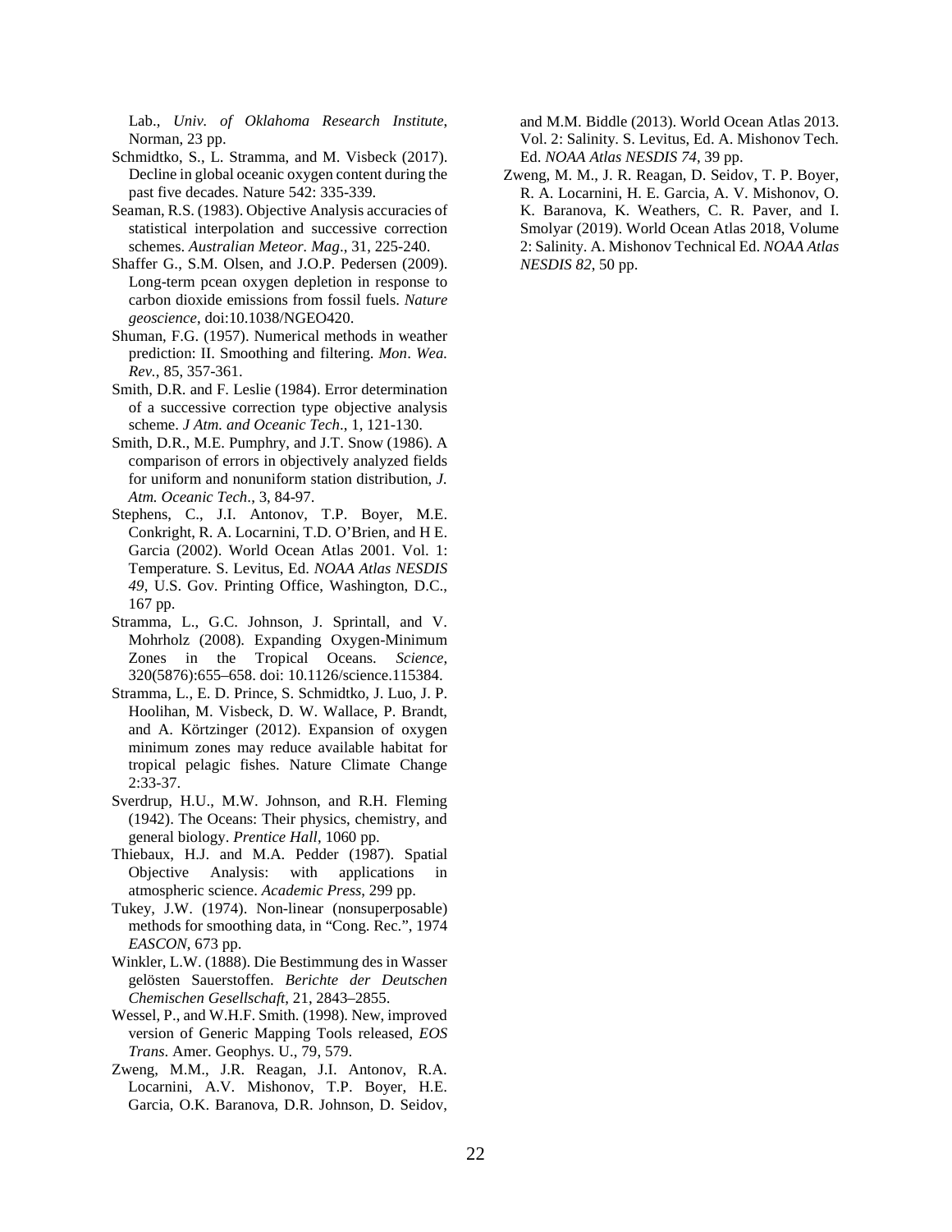Lab., *Univ. of Oklahoma Research Institute*, Norman, 23 pp.

Schmidtko, S., L. Stramma, and M. Visbeck (2017). Decline in global oceanic oxygen content during the past five decades. Nature 542: 335-339.

Seaman, R.S. (1983). Objective Analysis accuracies of statistical interpolation and successive correction schemes. *Australian Meteor. Mag*., 31, 225-240.

Shaffer G., S.M. Olsen, and J.O.P. Pedersen (2009). Long-term pcean oxygen depletion in response to carbon dioxide emissions from fossil fuels. *Nature geoscience*, doi:10.1038/NGEO420.

Shuman, F.G. (1957). Numerical methods in weather prediction: II. Smoothing and filtering. *Mon. Wea. Rev.*, 85, 357-361.

Smith, D.R. and F. Leslie (1984). Error determination of a successive correction type objective analysis scheme. *J Atm. and Oceanic Tech*., 1, 121-130.

Smith, D.R., M.E. Pumphry, and J.T. Snow (1986). A comparison of errors in objectively analyzed fields for uniform and nonuniform station distribution, *J. Atm. Oceanic Tech*., 3, 84-97.

Stephens, C., J.I. Antonov, T.P. Boyer, M.E. Conkright, R. A. Locarnini, T.D. O'Brien, and H E. Garcia (2002). World Ocean Atlas 2001. Vol. 1: Temperature. S. Levitus, Ed. *NOAA Atlas NESDIS 49*, U.S. Gov. Printing Office, Washington, D.C., 167 pp.

Stramma, L., G.C. Johnson, J. Sprintall, and V. Mohrholz (2008). Expanding Oxygen-Minimum Zones in the Tropical Oceans. *Science*, 320(5876):655–658. doi: 10.1126/science.115384.

Stramma, L., E. D. Prince, S. Schmidtko, J. Luo, J. P. Hoolihan, M. Visbeck, D. W. Wallace, P. Brandt, and A. Körtzinger (2012). Expansion of oxygen minimum zones may reduce available habitat for tropical pelagic fishes. Nature Climate Change 2:33-37.

Sverdrup, H.U., M.W. Johnson, and R.H. Fleming (1942). The Oceans: Their physics, chemistry, and general biology. *Prentice Hall*, 1060 pp.

Thiebaux, H.J. and M.A. Pedder (1987). Spatial Objective Analysis: with applications in atmospheric science. *Academic Press*, 299 pp.

Tukey, J.W. (1974). Non-linear (nonsuperposable) methods for smoothing data, in "Cong. Rec.", 1974 *EASCON*, 673 pp.

Winkler, L.W. (1888). Die Bestimmung des in Wasser gelösten Sauerstoffen. *Berichte der Deutschen Chemischen Gesellschaft*, 21, 2843–2855.

Wessel, P., and W.H.F. Smith. (1998). New, improved version of Generic Mapping Tools released, *EOS Trans*. Amer. Geophys. U., 79, 579.

Zweng, M.M., J.R. Reagan, J.I. Antonov, R.A. Locarnini, A.V. Mishonov, T.P. Boyer, H.E. Garcia, O.K. Baranova, D.R. Johnson, D. Seidov, and M.M. Biddle (2013). World Ocean Atlas 2013. Vol. 2: Salinity. S. Levitus, Ed. A. Mishonov Tech. Ed. *NOAA Atlas NESDIS 74*, 39 pp.

Zweng, M. M., J. R. Reagan, D. Seidov, T. P. Boyer, R. A. Locarnini, H. E. Garcia, A. V. Mishonov, O. K. Baranova, K. Weathers, C. R. Paver, and I. Smolyar (2019). World Ocean Atlas 2018, Volume 2: Salinity. A. Mishonov Technical Ed. *NOAA Atlas NESDIS 82*, 50 pp.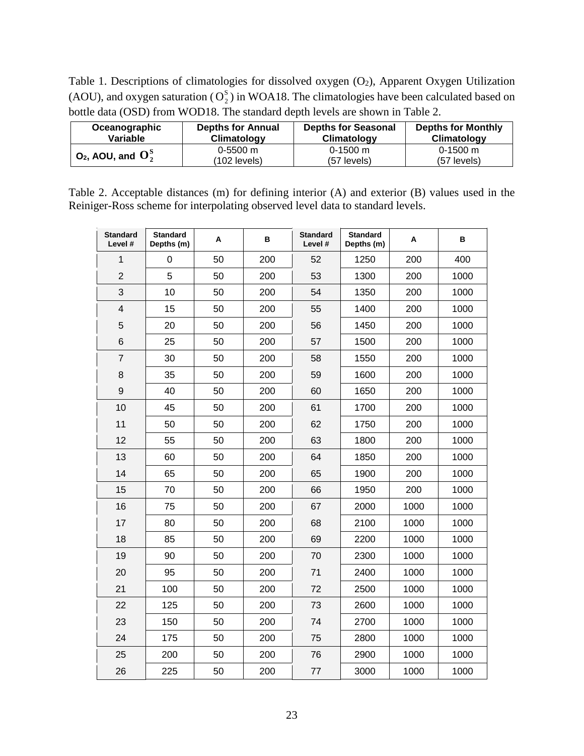Table 1. Descriptions of climatologies for dissolved oxygen ($O_2$), Apparent Oxygen Utilization (AOU), and oxygen saturation ($O_2^S$) in WOA18. The climatologies have been calculated based on bottle data (OSD) from WOD18. The standard depth levels are shown in Table 2.

| Oceanographic Variable | Depths for Annual Climatology | Depths for Seasonal Climatology | Depths for Monthly Climatology |
|---|---|---|---|
| $O_2$, AOU, and $O_2^S$ | 0-5500 m (102 levels) | 0-1500 m (57 levels) | 0-1500 m (57 levels) |

Table 2. Acceptable distances (m) for defining interior (A) and exterior (B) values used in the Reiniger-Ross scheme for interpolating observed level data to standard levels.

| Standard Level # | Standard Depths (m) | A | B | Standard Level # | Standard Depths (m) | A | B |
|---|---|---|---|---|---|---|---|
| 1 | 0 | 50 | 200 | 52 | 1250 | 200 | 400 |
| 2 | 5 | 50 | 200 | 53 | 1300 | 200 | 1000 |
| 3 | 10 | 50 | 200 | 54 | 1350 | 200 | 1000 |
| 4 | 15 | 50 | 200 | 55 | 1400 | 200 | 1000 |
| 5 | 20 | 50 | 200 | 56 | 1450 | 200 | 1000 |
| 6 | 25 | 50 | 200 | 57 | 1500 | 200 | 1000 |
| 7 | 30 | 50 | 200 | 58 | 1550 | 200 | 1000 |
| 8 | 35 | 50 | 200 | 59 | 1600 | 200 | 1000 |
| 9 | 40 | 50 | 200 | 60 | 1650 | 200 | 1000 |
| 10 | 45 | 50 | 200 | 61 | 1700 | 200 | 1000 |
| 11 | 50 | 50 | 200 | 62 | 1750 | 200 | 1000 |
| 12 | 55 | 50 | 200 | 63 | 1800 | 200 | 1000 |
| 13 | 60 | 50 | 200 | 64 | 1850 | 200 | 1000 |
| 14 | 65 | 50 | 200 | 65 | 1900 | 200 | 1000 |
| 15 | 70 | 50 | 200 | 66 | 1950 | 200 | 1000 |
| 16 | 75 | 50 | 200 | 67 | 2000 | 1000 | 1000 |
| 17 | 80 | 50 | 200 | 68 | 2100 | 1000 | 1000 |
| 18 | 85 | 50 | 200 | 69 | 2200 | 1000 | 1000 |
| 19 | 90 | 50 | 200 | 70 | 2300 | 1000 | 1000 |
| 20 | 95 | 50 | 200 | 71 | 2400 | 1000 | 1000 |
| 21 | 100 | 50 | 200 | 72 | 2500 | 1000 | 1000 |
| 22 | 125 | 50 | 200 | 73 | 2600 | 1000 | 1000 |
| 23 | 150 | 50 | 200 | 74 | 2700 | 1000 | 1000 |
| 24 | 175 | 50 | 200 | 75 | 2800 | 1000 | 1000 |
| 25 | 200 | 50 | 200 | 76 | 2900 | 1000 | 1000 |
| 26 | 225 | 50 | 200 | 77 | 3000 | 1000 | 1000 |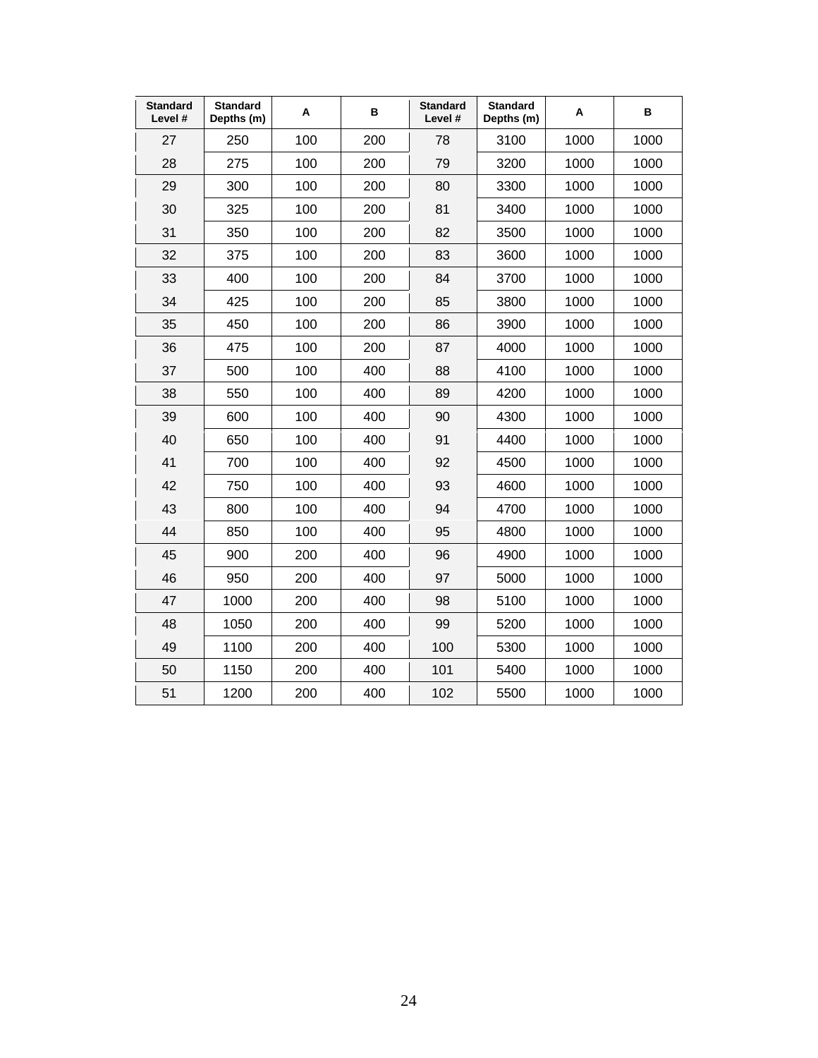| Standard Level # | Standard Depths (m) | A | B | Standard Level # | Standard Depths (m) | A | B |
|---|---|---|---|---|---|---|---|
| 27 | 250 | 100 | 200 | 78 | 3100 | 1000 | 1000 |
| 28 | 275 | 100 | 200 | 79 | 3200 | 1000 | 1000 |
| 29 | 300 | 100 | 200 | 80 | 3300 | 1000 | 1000 |
| 30 | 325 | 100 | 200 | 81 | 3400 | 1000 | 1000 |
| 31 | 350 | 100 | 200 | 82 | 3500 | 1000 | 1000 |
| 32 | 375 | 100 | 200 | 83 | 3600 | 1000 | 1000 |
| 33 | 400 | 100 | 200 | 84 | 3700 | 1000 | 1000 |
| 34 | 425 | 100 | 200 | 85 | 3800 | 1000 | 1000 |
| 35 | 450 | 100 | 200 | 86 | 3900 | 1000 | 1000 |
| 36 | 475 | 100 | 200 | 87 | 4000 | 1000 | 1000 |
| 37 | 500 | 100 | 400 | 88 | 4100 | 1000 | 1000 |
| 38 | 550 | 100 | 400 | 89 | 4200 | 1000 | 1000 |
| 39 | 600 | 100 | 400 | 90 | 4300 | 1000 | 1000 |
| 40 | 650 | 100 | 400 | 91 | 4400 | 1000 | 1000 |
| 41 | 700 | 100 | 400 | 92 | 4500 | 1000 | 1000 |
| 42 | 750 | 100 | 400 | 93 | 4600 | 1000 | 1000 |
| 43 | 800 | 100 | 400 | 94 | 4700 | 1000 | 1000 |
| 44 | 850 | 100 | 400 | 95 | 4800 | 1000 | 1000 |
| 45 | 900 | 200 | 400 | 96 | 4900 | 1000 | 1000 |
| 46 | 950 | 200 | 400 | 97 | 5000 | 1000 | 1000 |
| 47 | 1000 | 200 | 400 | 98 | 5100 | 1000 | 1000 |
| 48 | 1050 | 200 | 400 | 99 | 5200 | 1000 | 1000 |
| 49 | 1100 | 200 | 400 | 100 | 5300 | 1000 | 1000 |
| 50 | 1150 | 200 | 400 | 101 | 5400 | 1000 | 1000 |
| 51 | 1200 | 200 | 400 | 102 | 5500 | 1000 | 1000 |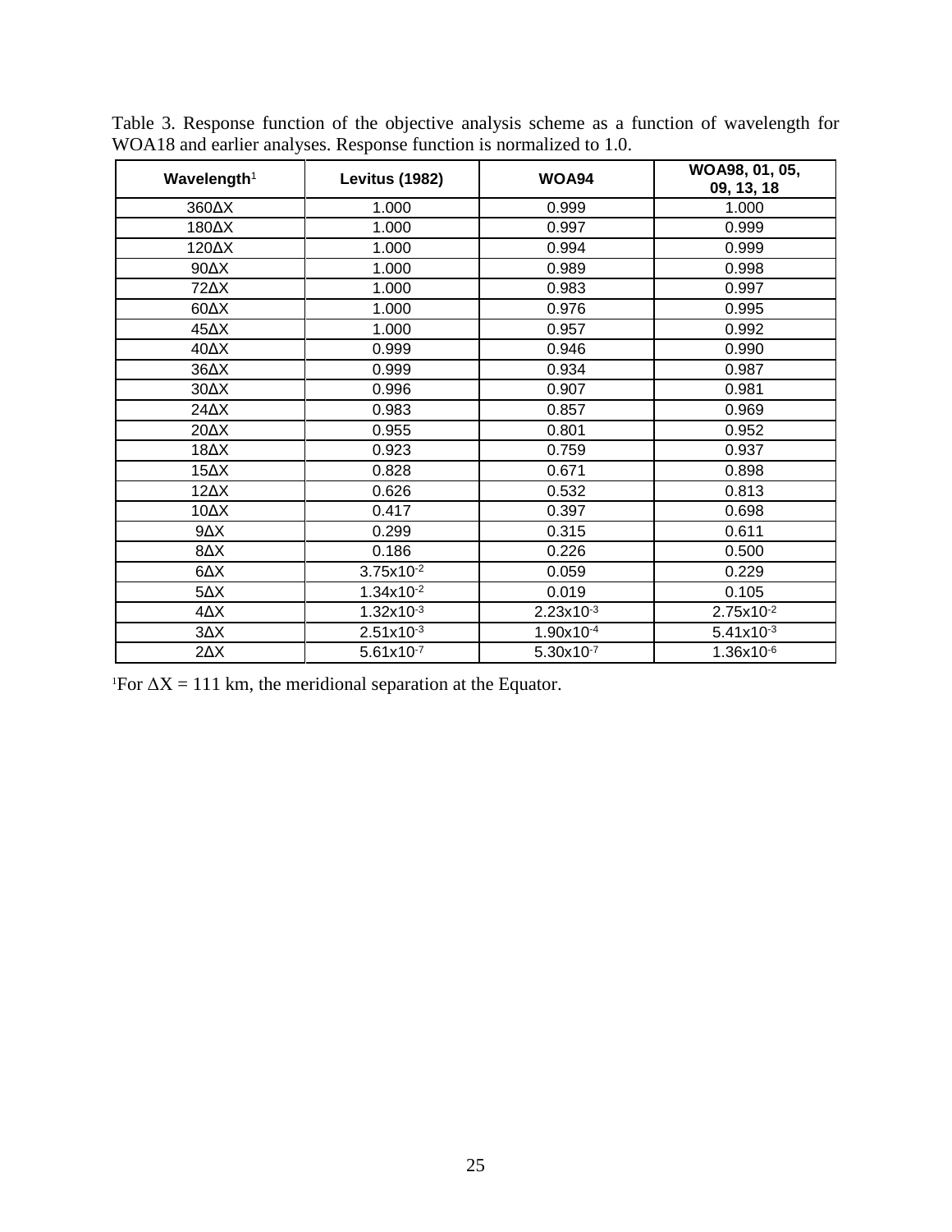Table 3. Response function of the objective analysis scheme as a function of wavelength for WOA18 and earlier analyses. Response function is normalized to 1.0.

| Wavelength[1] | Levitus (1982) | WOA94 | WOA98, 01, 05, 09, 13, 18 |
|---|---|---|---|
| 360ΔX | 1.000 | 0.999 | 1.000 |
| 180ΔX | 1.000 | 0.997 | 0.999 |
| 120ΔX | 1.000 | 0.994 | 0.999 |
| 90ΔX | 1.000 | 0.989 | 0.998 |
| 72ΔX | 1.000 | 0.983 | 0.997 |
| 60ΔX | 1.000 | 0.976 | 0.995 |
| 45ΔX | 1.000 | 0.957 | 0.992 |
| 40ΔX | 0.999 | 0.946 | 0.990 |
| 36ΔX | 0.999 | 0.934 | 0.987 |
| 30ΔX | 0.996 | 0.907 | 0.981 |
| 24ΔX | 0.983 | 0.857 | 0.969 |
| 20ΔX | 0.955 | 0.801 | 0.952 |
| 18ΔX | 0.923 | 0.759 | 0.937 |
| 15ΔX | 0.828 | 0.671 | 0.898 |
| 12ΔX | 0.626 | 0.532 | 0.813 |
| 10ΔX | 0.417 | 0.397 | 0.698 |
| 9ΔX | 0.299 | 0.315 | 0.611 |
| 8ΔX | 0.186 | 0.226 | 0.500 |
| 6ΔX | $3.75 \times 10^{-2}$ | 0.059 | 0.229 |
| 5ΔX | $1.34 \times 10^{-2}$ | 0.019 | 0.105 |
| 4ΔX | $1.32 \times 10^{-3}$ | $2.23 \times 10^{-3}$ | $2.75 \times 10^{-2}$ |
| 3ΔX | $2.51 \times 10^{-3}$ | $1.90 \times 10^{-4}$ | $5.41 \times 10^{-3}$ |
| 2ΔX | $5.61 \times 10^{-7}$ | $5.30 \times 10^{-7}$ | $1.36 \times 10^{-6}$ |

[1]For ΔX = 111 km, the meridional separation at the Equator.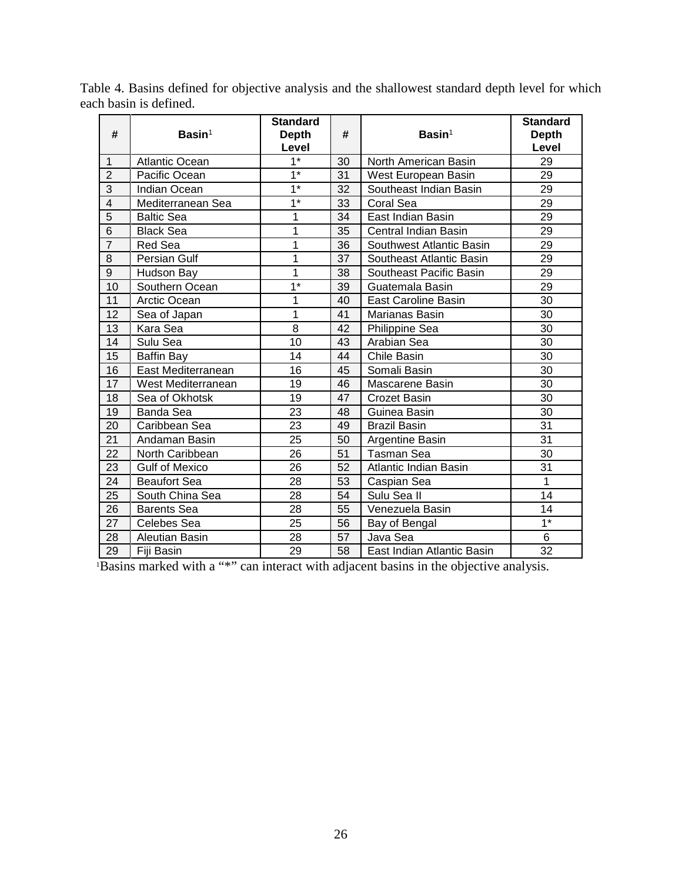Table 4. Basins defined for objective analysis and the shallowest standard depth level for which each basin is defined.

| # | Basin[1] | Standard Depth Level | # | Basin[1] | Standard Depth Level |
|---|---|---|---|---|---|
| 1 | Atlantic Ocean | 1* | 30 | North American Basin | 29 |
| 2 | Pacific Ocean | 1* | 31 | West European Basin | 29 |
| 3 | Indian Ocean | 1* | 32 | Southeast Indian Basin | 29 |
| 4 | Mediterranean Sea | 1* | 33 | Coral Sea | 29 |
| 5 | Baltic Sea | 1 | 34 | East Indian Basin | 29 |
| 6 | Black Sea | 1 | 35 | Central Indian Basin | 29 |
| 7 | Red Sea | 1 | 36 | Southwest Atlantic Basin | 29 |
| 8 | Persian Gulf | 1 | 37 | Southeast Atlantic Basin | 29 |
| 9 | Hudson Bay | 1 | 38 | Southeast Pacific Basin | 29 |
| 10 | Southern Ocean | 1* | 39 | Guatemala Basin | 29 |
| 11 | Arctic Ocean | 1 | 40 | East Caroline Basin | 30 |
| 12 | Sea of Japan | 1 | 41 | Marianas Basin | 30 |
| 13 | Kara Sea | 8 | 42 | Philippine Sea | 30 |
| 14 | Sulu Sea | 10 | 43 | Arabian Sea | 30 |
| 15 | Baffin Bay | 14 | 44 | Chile Basin | 30 |
| 16 | East Mediterranean | 16 | 45 | Somali Basin | 30 |
| 17 | West Mediterranean | 19 | 46 | Mascarene Basin | 30 |
| 18 | Sea of Okhotsk | 19 | 47 | Crozet Basin | 30 |
| 19 | Banda Sea | 23 | 48 | Guinea Basin | 30 |
| 20 | Caribbean Sea | 23 | 49 | Brazil Basin | 31 |
| 21 | Andaman Basin | 25 | 50 | Argentine Basin | 31 |
| 22 | North Caribbean | 26 | 51 | Tasman Sea | 30 |
| 23 | Gulf of Mexico | 26 | 52 | Atlantic Indian Basin | 31 |
| 24 | Beaufort Sea | 28 | 53 | Caspian Sea | 1 |
| 25 | South China Sea | 28 | 54 | Sulu Sea II | 14 |
| 26 | Barents Sea | 28 | 55 | Venezuela Basin | 14 |
| 27 | Celebes Sea | 25 | 56 | Bay of Bengal | 1* |
| 28 | Aleutian Basin | 28 | 57 | Java Sea | 6 |
| 29 | Fiji Basin | 29 | 58 | East Indian Atlantic Basin | 32 |

[1]Basins marked with a "*" can interact with adjacent basins in the objective analysis.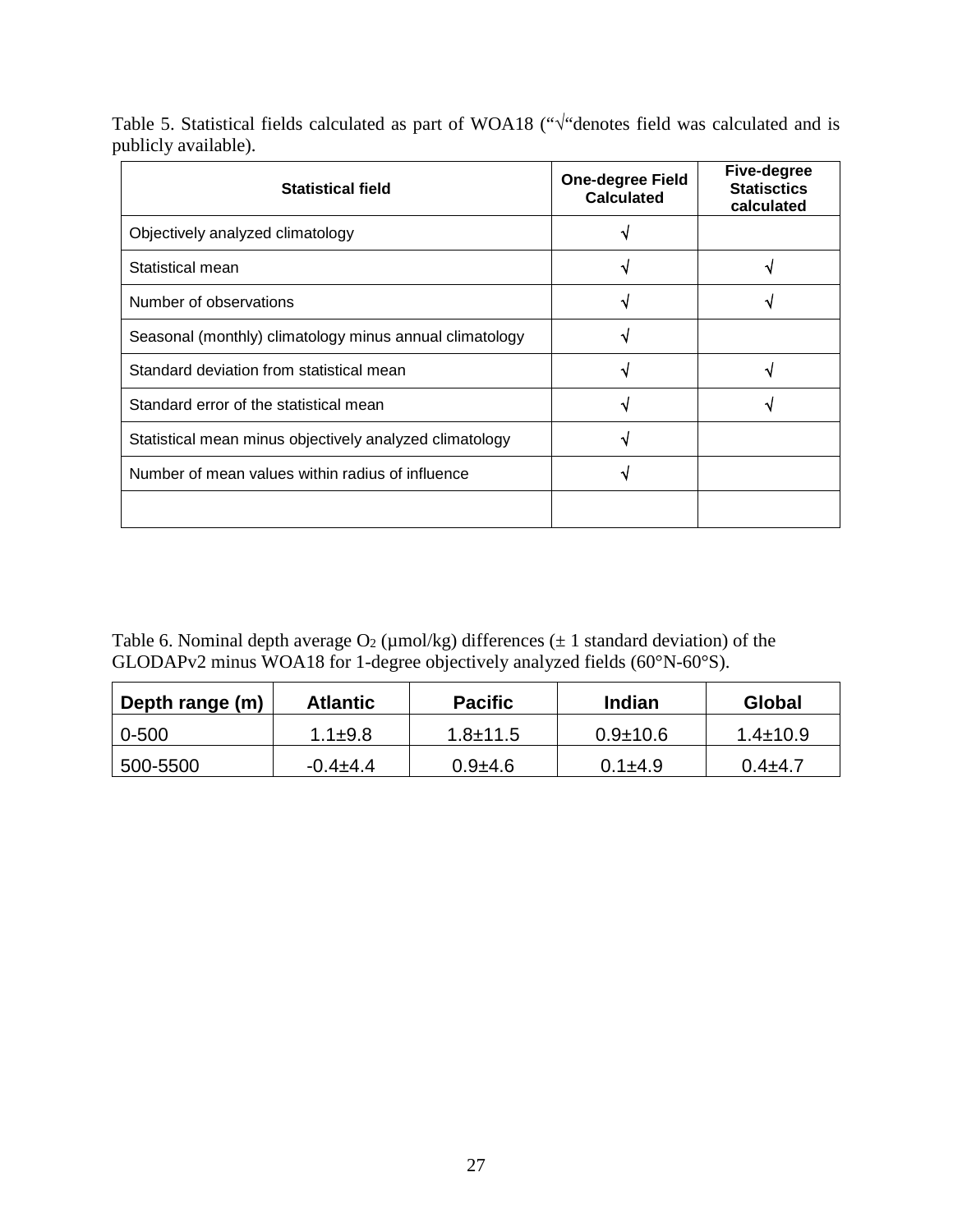Table 5. Statistical fields calculated as part of WOA18 ("√"denotes field was calculated and is publicly available).

| Statistical field | One-degree Field Calculated | Five-degree Statisctics calculated |
|---|---|---|
| Objectively analyzed climatology | √ | |
| Statistical mean | √ | √ |
| Number of observations | √ | √ |
| Seasonal (monthly) climatology minus annual climatology | √ | |
| Standard deviation from statistical mean | √ | √ |
| Standard error of the statistical mean | √ | √ |
| Statistical mean minus objectively analyzed climatology | √ | |
| Number of mean values within radius of influence | √ | |
| | | |

Table 6. Nominal depth average $O_2$ (µmol/kg) differences (± 1 standard deviation) of the GLODAPv2 minus WOA18 for 1-degree objectively analyzed fields (60°N-60°S).

| Depth range (m) | Atlantic | Pacific | Indian | Global |
|---|---|---|---|---|
| 0-500 | 1.1±9.8 | 1.8±11.5 | 0.9±10.6 | 1.4±10.9 |
| 500-5500 | -0.4±4.4 | 0.9±4.6 | 0.1±4.9 | 0.4±4.7 |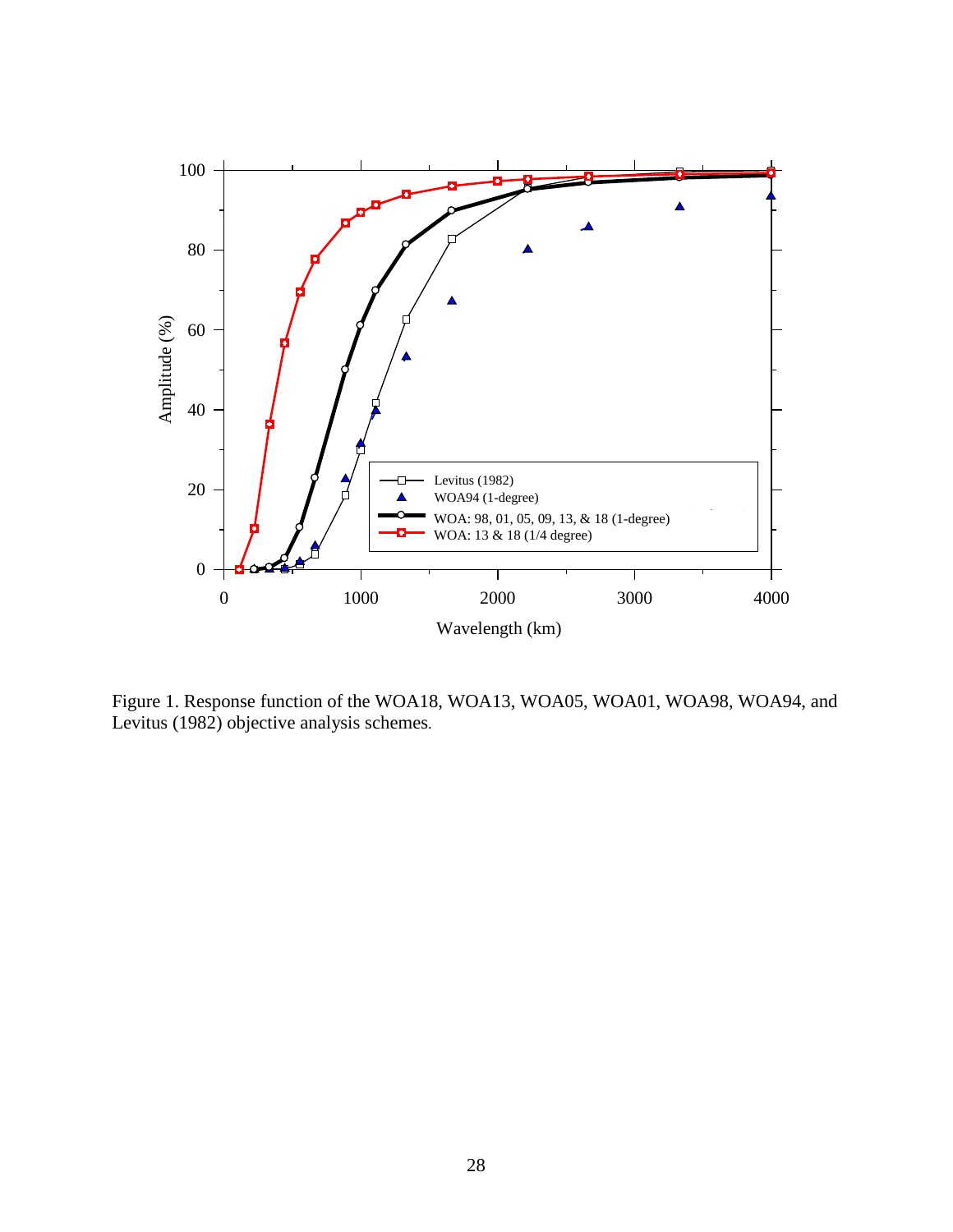Figure 1. Response function of the WOA18, WOA13, WOA05, WOA01, WOA98, WOA94, and Levitus (1982) objective analysis schemes.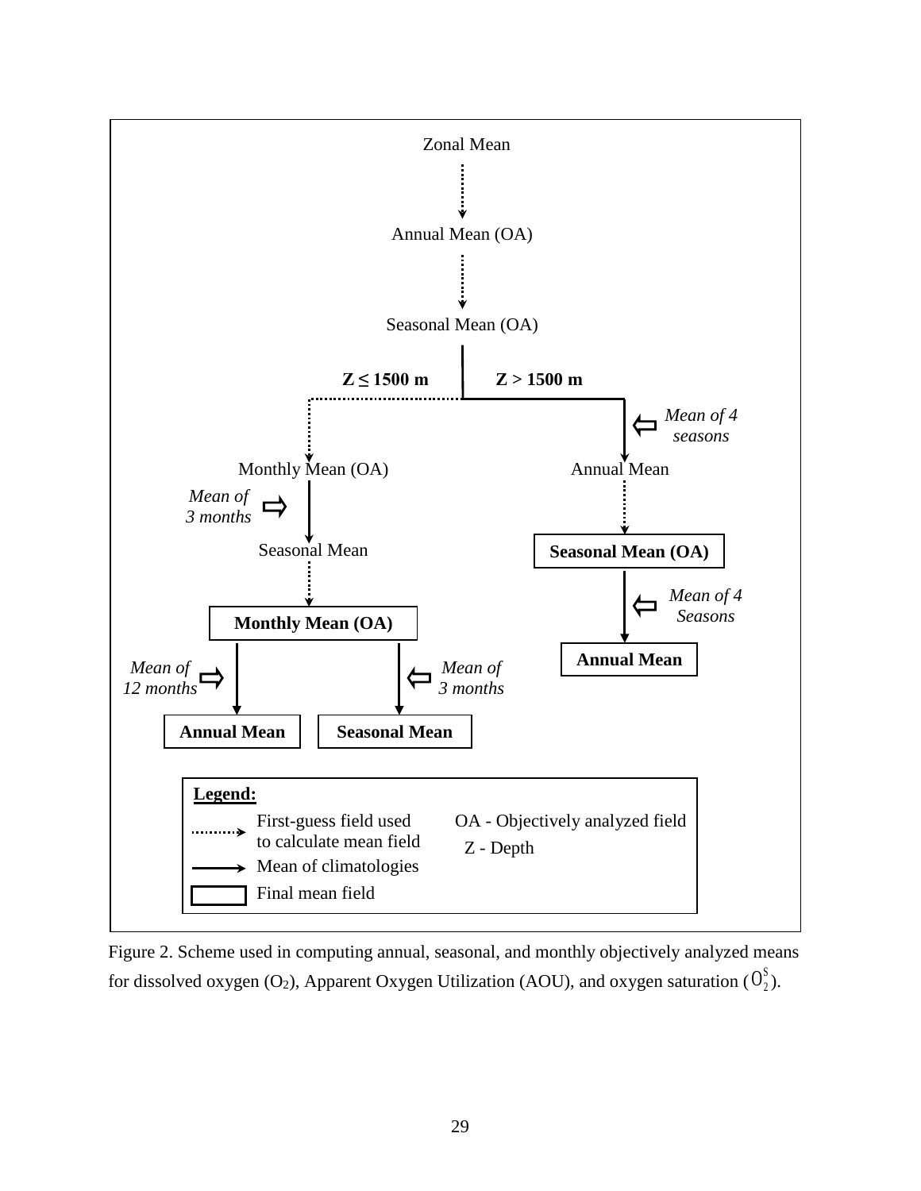Zonal Mean

Annual Mean (OA)

Seasonal Mean (OA)

**Z ≤ 1500 m**

**Z > 1500 m**

*Mean of 4 seasons*

Monthly Mean (OA)

Annual Mean

*Mean of 3 months*

Seasonal Mean

**Seasonal Mean (OA)**

*Mean of 4 Seasons*

**Monthly Mean (OA)**

**Annual Mean**

*Mean of 12 months*

*Mean of 3 months*

**Annual Mean**

**Seasonal Mean**

**Legend:**

First-guess field used to calculate mean field

Mean of climatologies

Final mean field

OA - Objectively analyzed field

Z - Depth

Figure 2. Scheme used in computing annual, seasonal, and monthly objectively analyzed means for dissolved oxygen ($O_2$), Apparent Oxygen Utilization (AOU), and oxygen saturation ($O_2^S$).